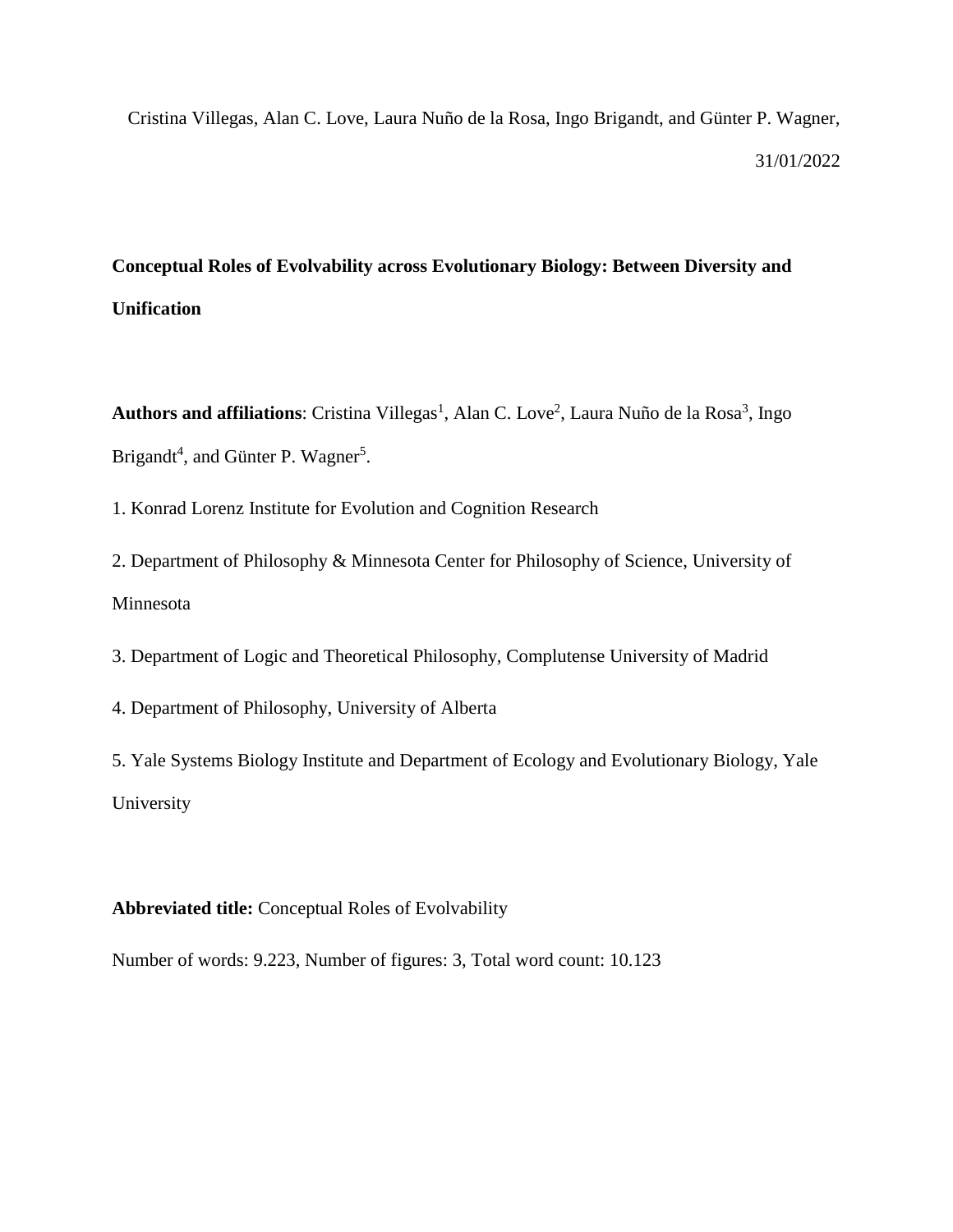Cristina Villegas, Alan C. Love, Laura Nuño de la Rosa, Ingo Brigandt, and Günter P. Wagner,

31/01/2022

**Conceptual Roles of Evolvability across Evolutionary Biology: Between Diversity and Unification**

**Authors and affiliations**: Cristina Villegas[1], Alan C. Love[2], Laura Nuño de la Rosa[3], Ingo Brigandt[4], and Günter P. Wagner[5].

1. Konrad Lorenz Institute for Evolution and Cognition Research

2. Department of Philosophy & Minnesota Center for Philosophy of Science, University of Minnesota

3. Department of Logic and Theoretical Philosophy, Complutense University of Madrid

4. Department of Philosophy, University of Alberta

5. Yale Systems Biology Institute and Department of Ecology and Evolutionary Biology, Yale University

**Abbreviated title:** Conceptual Roles of Evolvability

Number of words: 9.223, Number of figures: 3, Total word count: 10.123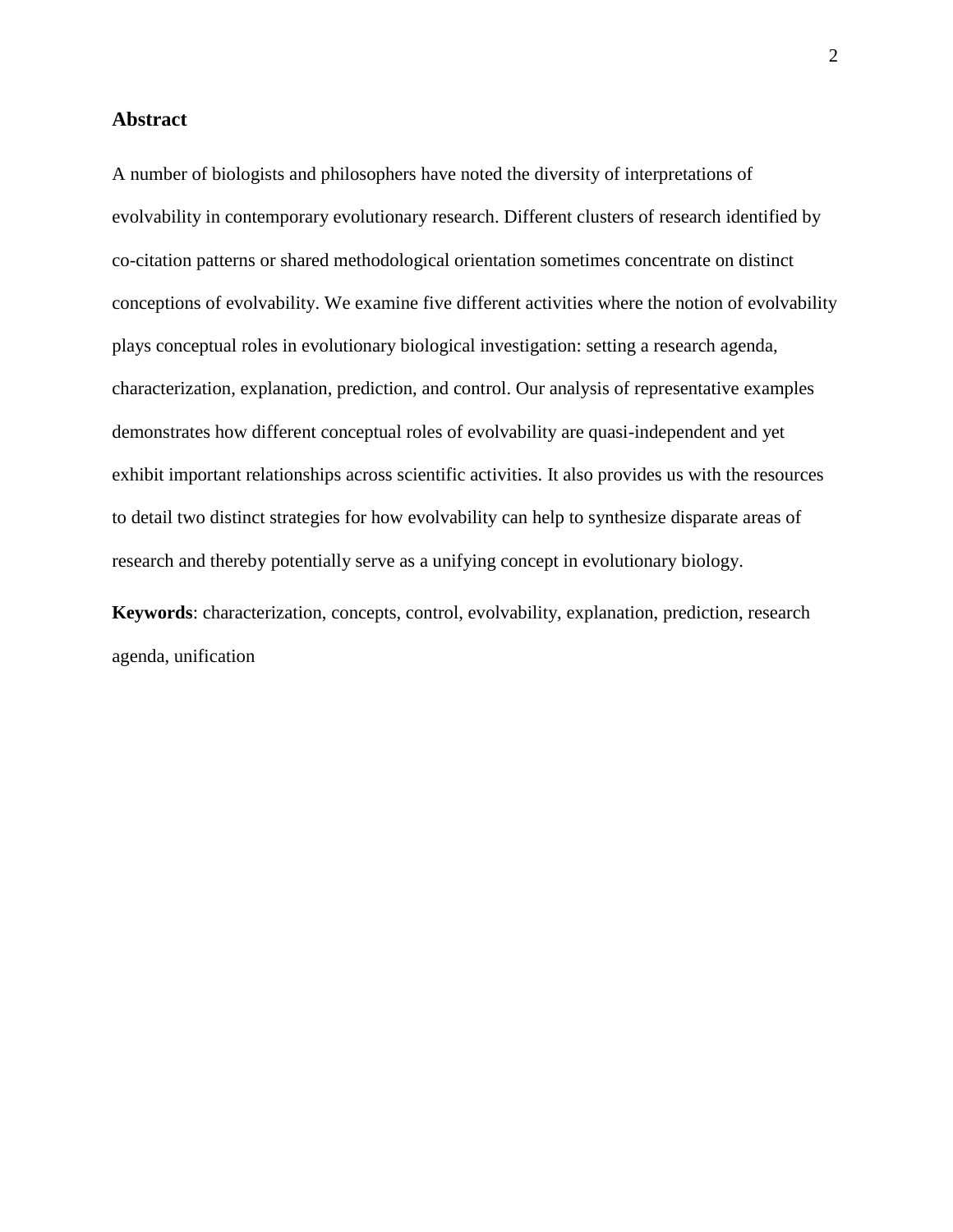## Abstract

A number of biologists and philosophers have noted the diversity of interpretations of evolvability in contemporary evolutionary research. Different clusters of research identified by co-citation patterns or shared methodological orientation sometimes concentrate on distinct conceptions of evolvability. We examine five different activities where the notion of evolvability plays conceptual roles in evolutionary biological investigation: setting a research agenda, characterization, explanation, prediction, and control. Our analysis of representative examples demonstrates how different conceptual roles of evolvability are quasi-independent and yet exhibit important relationships across scientific activities. It also provides us with the resources to detail two distinct strategies for how evolvability can help to synthesize disparate areas of research and thereby potentially serve as a unifying concept in evolutionary biology.

**Keywords**: characterization, concepts, control, evolvability, explanation, prediction, research agenda, unification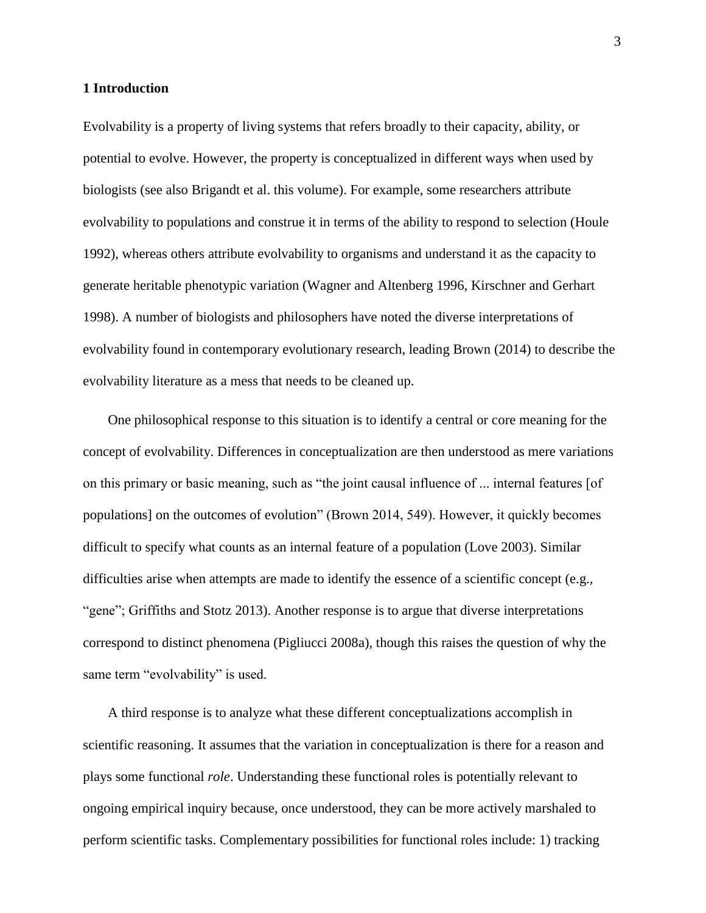## 1 Introduction

Evolvability is a property of living systems that refers broadly to their capacity, ability, or potential to evolve. However, the property is conceptualized in different ways when used by biologists (see also Brigandt et al. this volume). For example, some researchers attribute evolvability to populations and construe it in terms of the ability to respond to selection (Houle 1992), whereas others attribute evolvability to organisms and understand it as the capacity to generate heritable phenotypic variation (Wagner and Altenberg 1996, Kirschner and Gerhart 1998). A number of biologists and philosophers have noted the diverse interpretations of evolvability found in contemporary evolutionary research, leading Brown (2014) to describe the evolvability literature as a mess that needs to be cleaned up.

One philosophical response to this situation is to identify a central or core meaning for the concept of evolvability. Differences in conceptualization are then understood as mere variations on this primary or basic meaning, such as "the joint causal influence of ... internal features [of populations] on the outcomes of evolution" (Brown 2014, 549). However, it quickly becomes difficult to specify what counts as an internal feature of a population (Love 2003). Similar difficulties arise when attempts are made to identify the essence of a scientific concept (e.g., "gene"; Griffiths and Stotz 2013). Another response is to argue that diverse interpretations correspond to distinct phenomena (Pigliucci 2008a), though this raises the question of why the same term "evolvability" is used.

A third response is to analyze what these different conceptualizations accomplish in scientific reasoning. It assumes that the variation in conceptualization is there for a reason and plays some functional *role*. Understanding these functional roles is potentially relevant to ongoing empirical inquiry because, once understood, they can be more actively marshaled to perform scientific tasks. Complementary possibilities for functional roles include: 1) tracking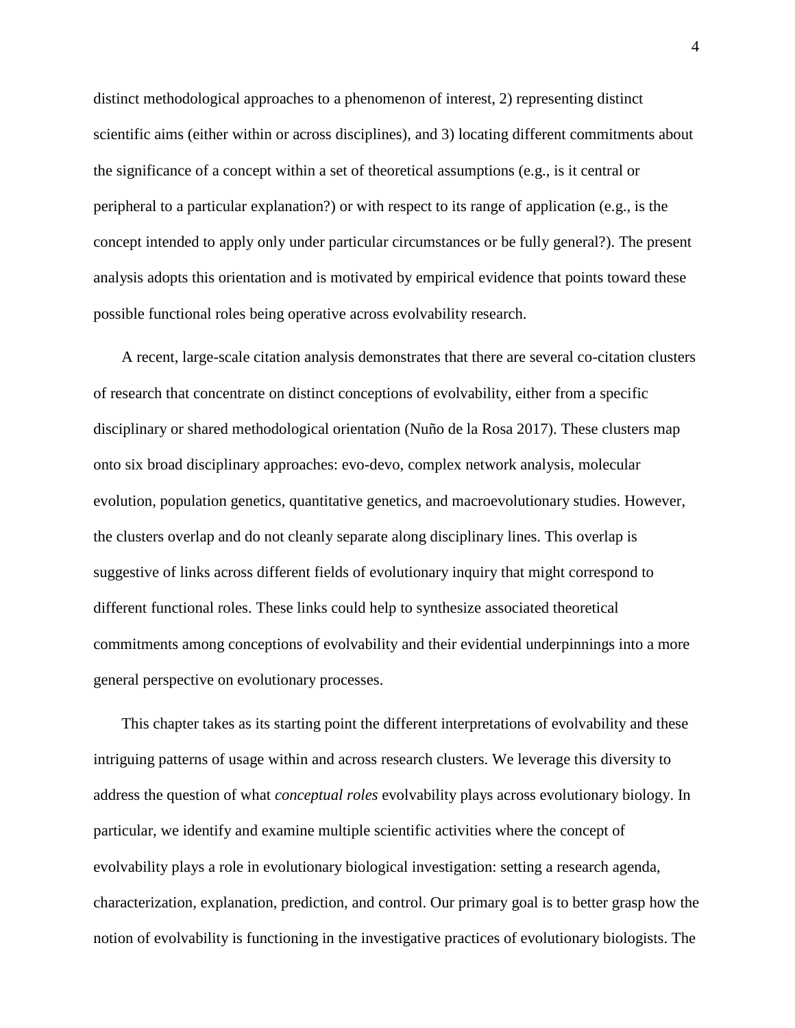distinct methodological approaches to a phenomenon of interest, 2) representing distinct scientific aims (either within or across disciplines), and 3) locating different commitments about the significance of a concept within a set of theoretical assumptions (e.g., is it central or peripheral to a particular explanation?) or with respect to its range of application (e.g., is the concept intended to apply only under particular circumstances or be fully general?). The present analysis adopts this orientation and is motivated by empirical evidence that points toward these possible functional roles being operative across evolvability research.

A recent, large-scale citation analysis demonstrates that there are several co-citation clusters of research that concentrate on distinct conceptions of evolvability, either from a specific disciplinary or shared methodological orientation (Nuño de la Rosa 2017). These clusters map onto six broad disciplinary approaches: evo-devo, complex network analysis, molecular evolution, population genetics, quantitative genetics, and macroevolutionary studies. However, the clusters overlap and do not cleanly separate along disciplinary lines. This overlap is suggestive of links across different fields of evolutionary inquiry that might correspond to different functional roles. These links could help to synthesize associated theoretical commitments among conceptions of evolvability and their evidential underpinnings into a more general perspective on evolutionary processes.

This chapter takes as its starting point the different interpretations of evolvability and these intriguing patterns of usage within and across research clusters. We leverage this diversity to address the question of what *conceptual roles* evolvability plays across evolutionary biology. In particular, we identify and examine multiple scientific activities where the concept of evolvability plays a role in evolutionary biological investigation: setting a research agenda, characterization, explanation, prediction, and control. Our primary goal is to better grasp how the notion of evolvability is functioning in the investigative practices of evolutionary biologists. The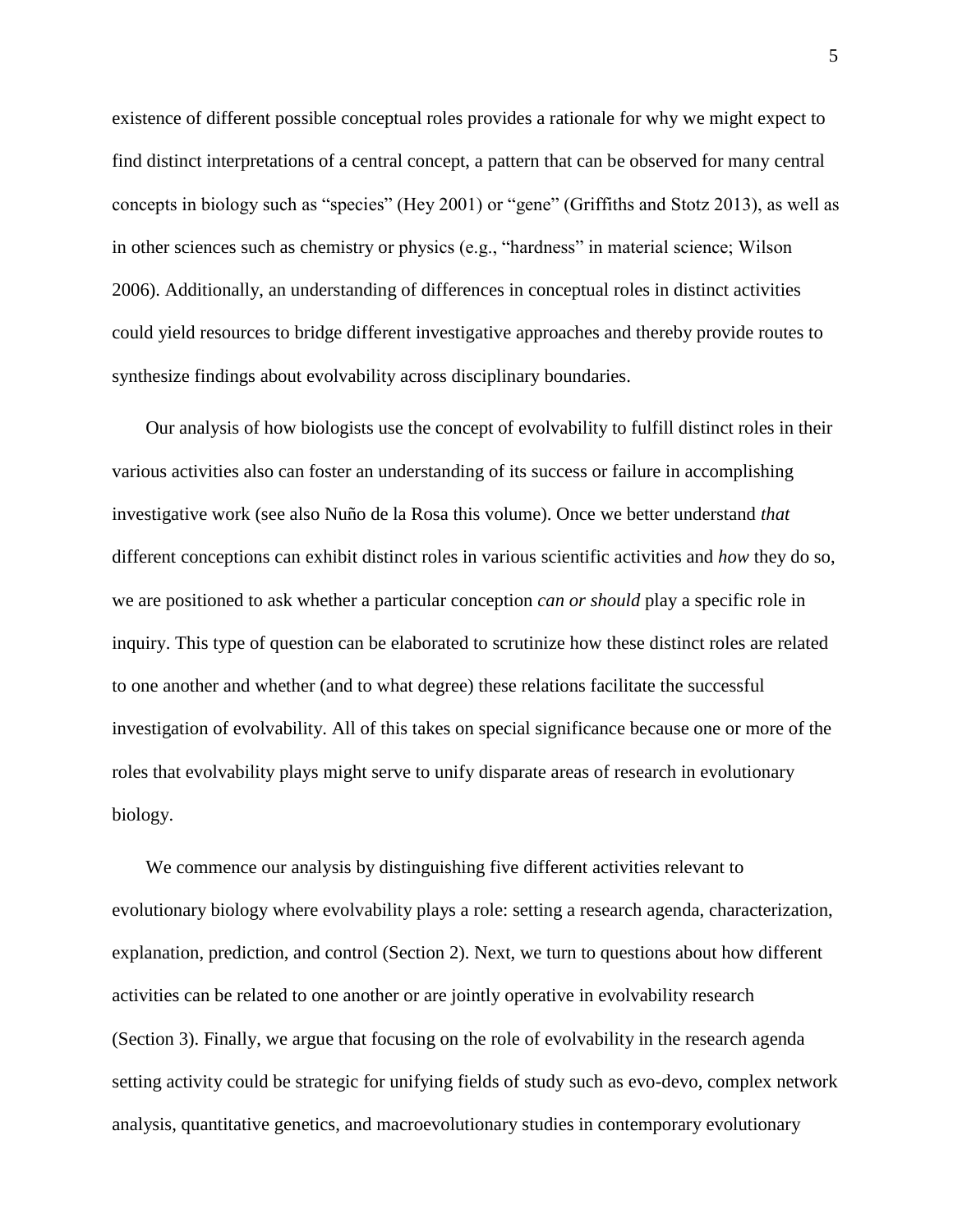existence of different possible conceptual roles provides a rationale for why we might expect to find distinct interpretations of a central concept, a pattern that can be observed for many central concepts in biology such as "species" (Hey 2001) or "gene" (Griffiths and Stotz 2013), as well as in other sciences such as chemistry or physics (e.g., "hardness" in material science; Wilson 2006). Additionally, an understanding of differences in conceptual roles in distinct activities could yield resources to bridge different investigative approaches and thereby provide routes to synthesize findings about evolvability across disciplinary boundaries.

Our analysis of how biologists use the concept of evolvability to fulfill distinct roles in their various activities also can foster an understanding of its success or failure in accomplishing investigative work (see also Nuño de la Rosa this volume). Once we better understand *that* different conceptions can exhibit distinct roles in various scientific activities and *how* they do so, we are positioned to ask whether a particular conception *can or should* play a specific role in inquiry. This type of question can be elaborated to scrutinize how these distinct roles are related to one another and whether (and to what degree) these relations facilitate the successful investigation of evolvability. All of this takes on special significance because one or more of the roles that evolvability plays might serve to unify disparate areas of research in evolutionary biology.

We commence our analysis by distinguishing five different activities relevant to evolutionary biology where evolvability plays a role: setting a research agenda, characterization, explanation, prediction, and control (Section 2). Next, we turn to questions about how different activities can be related to one another or are jointly operative in evolvability research (Section 3). Finally, we argue that focusing on the role of evolvability in the research agenda setting activity could be strategic for unifying fields of study such as evo-devo, complex network analysis, quantitative genetics, and macroevolutionary studies in contemporary evolutionary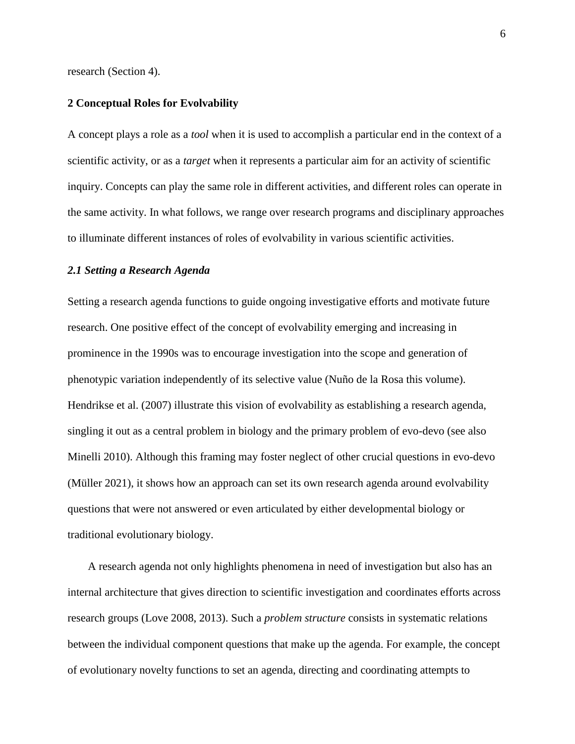research (Section 4).

## 2 Conceptual Roles for Evolvability

A concept plays a role as a *tool* when it is used to accomplish a particular end in the context of a scientific activity, or as a *target* when it represents a particular aim for an activity of scientific inquiry. Concepts can play the same role in different activities, and different roles can operate in the same activity. In what follows, we range over research programs and disciplinary approaches to illuminate different instances of roles of evolvability in various scientific activities.

### *2.1 Setting a Research Agenda*

Setting a research agenda functions to guide ongoing investigative efforts and motivate future research. One positive effect of the concept of evolvability emerging and increasing in prominence in the 1990s was to encourage investigation into the scope and generation of phenotypic variation independently of its selective value (Nuño de la Rosa this volume). Hendrikse et al. (2007) illustrate this vision of evolvability as establishing a research agenda, singling it out as a central problem in biology and the primary problem of evo-devo (see also Minelli 2010). Although this framing may foster neglect of other crucial questions in evo-devo (Müller 2021), it shows how an approach can set its own research agenda around evolvability questions that were not answered or even articulated by either developmental biology or traditional evolutionary biology.

A research agenda not only highlights phenomena in need of investigation but also has an internal architecture that gives direction to scientific investigation and coordinates efforts across research groups (Love 2008, 2013). Such a *problem structure* consists in systematic relations between the individual component questions that make up the agenda. For example, the concept of evolutionary novelty functions to set an agenda, directing and coordinating attempts to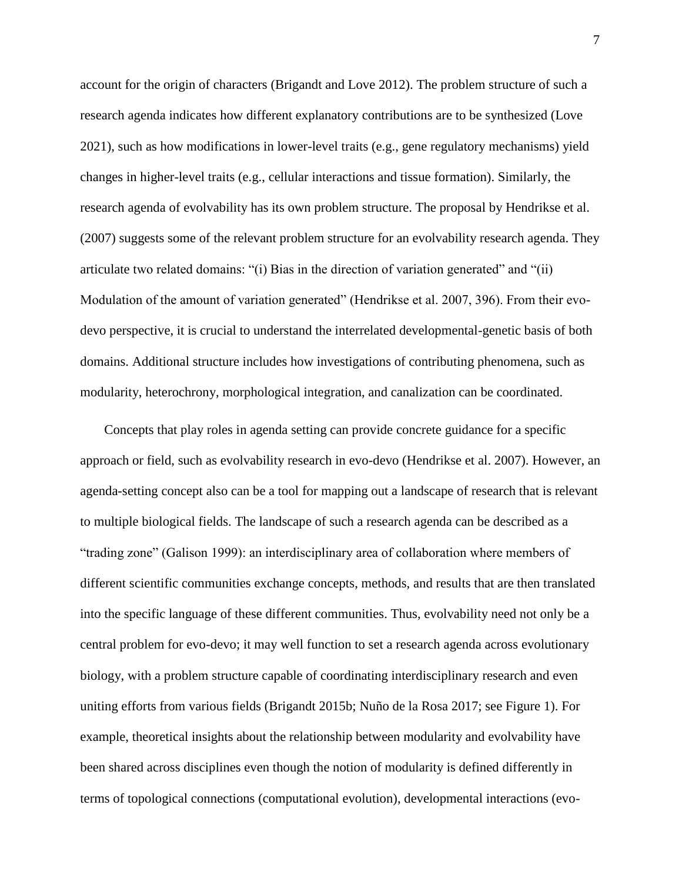account for the origin of characters (Brigandt and Love 2012). The problem structure of such a research agenda indicates how different explanatory contributions are to be synthesized (Love 2021), such as how modifications in lower-level traits (e.g., gene regulatory mechanisms) yield changes in higher-level traits (e.g., cellular interactions and tissue formation). Similarly, the research agenda of evolvability has its own problem structure. The proposal by Hendrikse et al. (2007) suggests some of the relevant problem structure for an evolvability research agenda. They articulate two related domains: "(i) Bias in the direction of variation generated" and "(ii) Modulation of the amount of variation generated" (Hendrikse et al. 2007, 396). From their evo-devo perspective, it is crucial to understand the interrelated developmental-genetic basis of both domains. Additional structure includes how investigations of contributing phenomena, such as modularity, heterochrony, morphological integration, and canalization can be coordinated.

Concepts that play roles in agenda setting can provide concrete guidance for a specific approach or field, such as evolvability research in evo-devo (Hendrikse et al. 2007). However, an agenda-setting concept also can be a tool for mapping out a landscape of research that is relevant to multiple biological fields. The landscape of such a research agenda can be described as a "trading zone" (Galison 1999): an interdisciplinary area of collaboration where members of different scientific communities exchange concepts, methods, and results that are then translated into the specific language of these different communities. Thus, evolvability need not only be a central problem for evo-devo; it may well function to set a research agenda across evolutionary biology, with a problem structure capable of coordinating interdisciplinary research and even uniting efforts from various fields (Brigandt 2015b; Nuño de la Rosa 2017; see Figure 1). For example, theoretical insights about the relationship between modularity and evolvability have been shared across disciplines even though the notion of modularity is defined differently in terms of topological connections (computational evolution), developmental interactions (evo-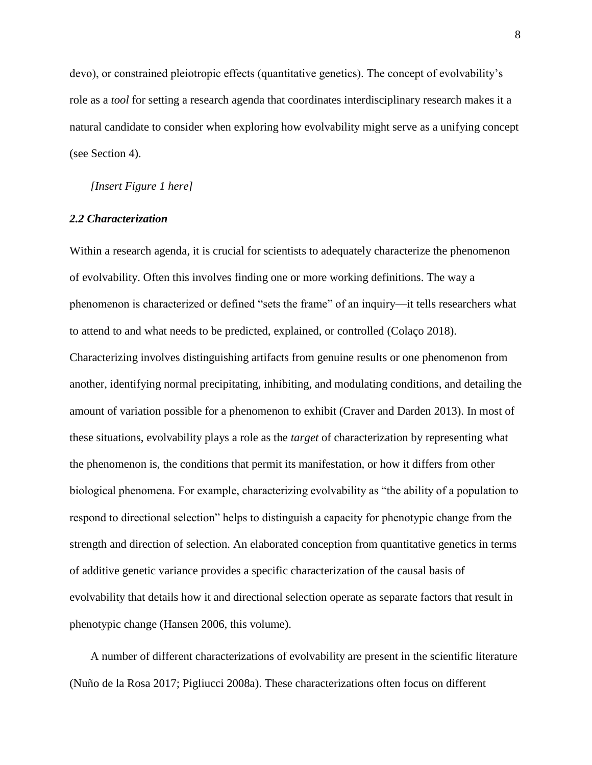devo), or constrained pleiotropic effects (quantitative genetics). The concept of evolvability's role as a *tool* for setting a research agenda that coordinates interdisciplinary research makes it a natural candidate to consider when exploring how evolvability might serve as a unifying concept (see Section 4).

*[Insert Figure 1 here]*

### *2.2 Characterization*

Within a research agenda, it is crucial for scientists to adequately characterize the phenomenon of evolvability. Often this involves finding one or more working definitions. The way a phenomenon is characterized or defined "sets the frame" of an inquiry—it tells researchers what to attend to and what needs to be predicted, explained, or controlled (Colaço 2018). Characterizing involves distinguishing artifacts from genuine results or one phenomenon from another, identifying normal precipitating, inhibiting, and modulating conditions, and detailing the amount of variation possible for a phenomenon to exhibit (Craver and Darden 2013). In most of these situations, evolvability plays a role as the *target* of characterization by representing what the phenomenon is, the conditions that permit its manifestation, or how it differs from other biological phenomena. For example, characterizing evolvability as "the ability of a population to respond to directional selection" helps to distinguish a capacity for phenotypic change from the strength and direction of selection. An elaborated conception from quantitative genetics in terms of additive genetic variance provides a specific characterization of the causal basis of evolvability that details how it and directional selection operate as separate factors that result in phenotypic change (Hansen 2006, this volume).

A number of different characterizations of evolvability are present in the scientific literature (Nuño de la Rosa 2017; Pigliucci 2008a). These characterizations often focus on different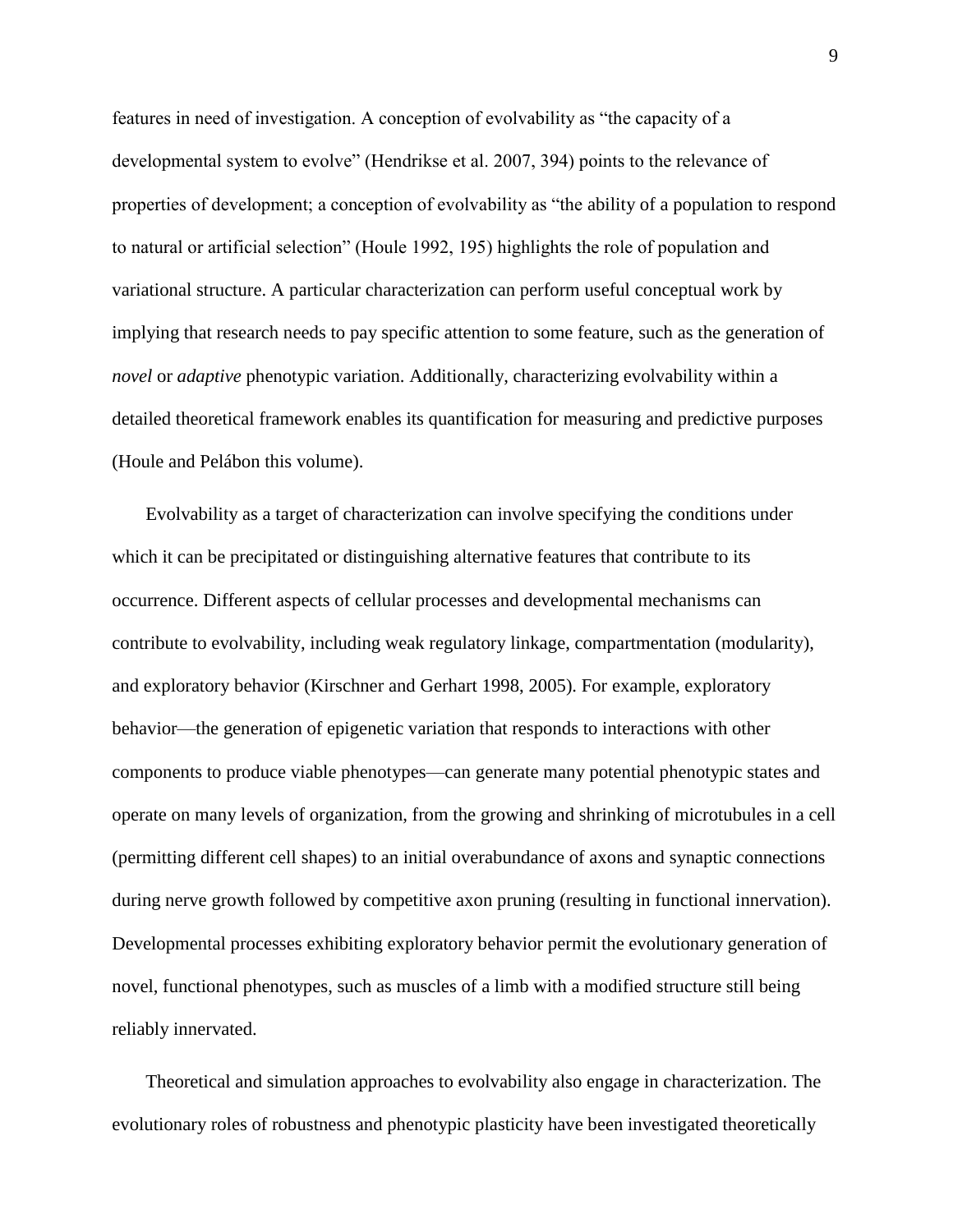features in need of investigation. A conception of evolvability as "the capacity of a developmental system to evolve" (Hendrikse et al. 2007, 394) points to the relevance of properties of development; a conception of evolvability as "the ability of a population to respond to natural or artificial selection" (Houle 1992, 195) highlights the role of population and variational structure. A particular characterization can perform useful conceptual work by implying that research needs to pay specific attention to some feature, such as the generation of *novel* or *adaptive* phenotypic variation. Additionally, characterizing evolvability within a detailed theoretical framework enables its quantification for measuring and predictive purposes (Houle and Pelábon this volume).

Evolvability as a target of characterization can involve specifying the conditions under which it can be precipitated or distinguishing alternative features that contribute to its occurrence. Different aspects of cellular processes and developmental mechanisms can contribute to evolvability, including weak regulatory linkage, compartmentation (modularity), and exploratory behavior (Kirschner and Gerhart 1998, 2005). For example, exploratory behavior—the generation of epigenetic variation that responds to interactions with other components to produce viable phenotypes—can generate many potential phenotypic states and operate on many levels of organization, from the growing and shrinking of microtubules in a cell (permitting different cell shapes) to an initial overabundance of axons and synaptic connections during nerve growth followed by competitive axon pruning (resulting in functional innervation). Developmental processes exhibiting exploratory behavior permit the evolutionary generation of novel, functional phenotypes, such as muscles of a limb with a modified structure still being reliably innervated.

Theoretical and simulation approaches to evolvability also engage in characterization. The evolutionary roles of robustness and phenotypic plasticity have been investigated theoretically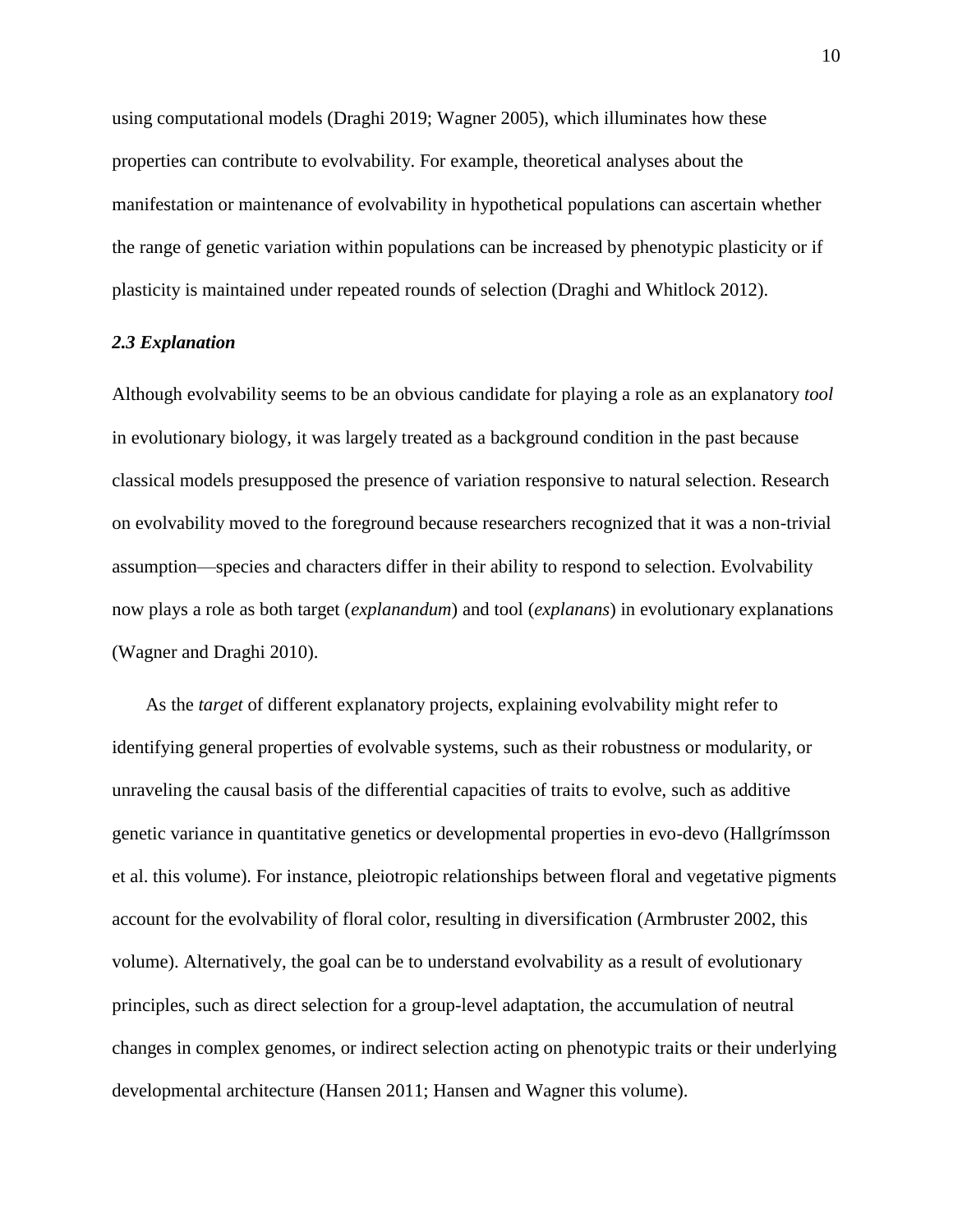using computational models (Draghi 2019; Wagner 2005), which illuminates how these properties can contribute to evolvability. For example, theoretical analyses about the manifestation or maintenance of evolvability in hypothetical populations can ascertain whether the range of genetic variation within populations can be increased by phenotypic plasticity or if plasticity is maintained under repeated rounds of selection (Draghi and Whitlock 2012).

### *2.3 Explanation*

Although evolvability seems to be an obvious candidate for playing a role as an explanatory *tool* in evolutionary biology, it was largely treated as a background condition in the past because classical models presupposed the presence of variation responsive to natural selection. Research on evolvability moved to the foreground because researchers recognized that it was a non-trivial assumption—species and characters differ in their ability to respond to selection. Evolvability now plays a role as both target (*explanandum*) and tool (*explanans*) in evolutionary explanations (Wagner and Draghi 2010).

As the *target* of different explanatory projects, explaining evolvability might refer to identifying general properties of evolvable systems, such as their robustness or modularity, or unraveling the causal basis of the differential capacities of traits to evolve, such as additive genetic variance in quantitative genetics or developmental properties in evo-devo (Hallgrímsson et al. this volume). For instance, pleiotropic relationships between floral and vegetative pigments account for the evolvability of floral color, resulting in diversification (Armbruster 2002, this volume). Alternatively, the goal can be to understand evolvability as a result of evolutionary principles, such as direct selection for a group-level adaptation, the accumulation of neutral changes in complex genomes, or indirect selection acting on phenotypic traits or their underlying developmental architecture (Hansen 2011; Hansen and Wagner this volume).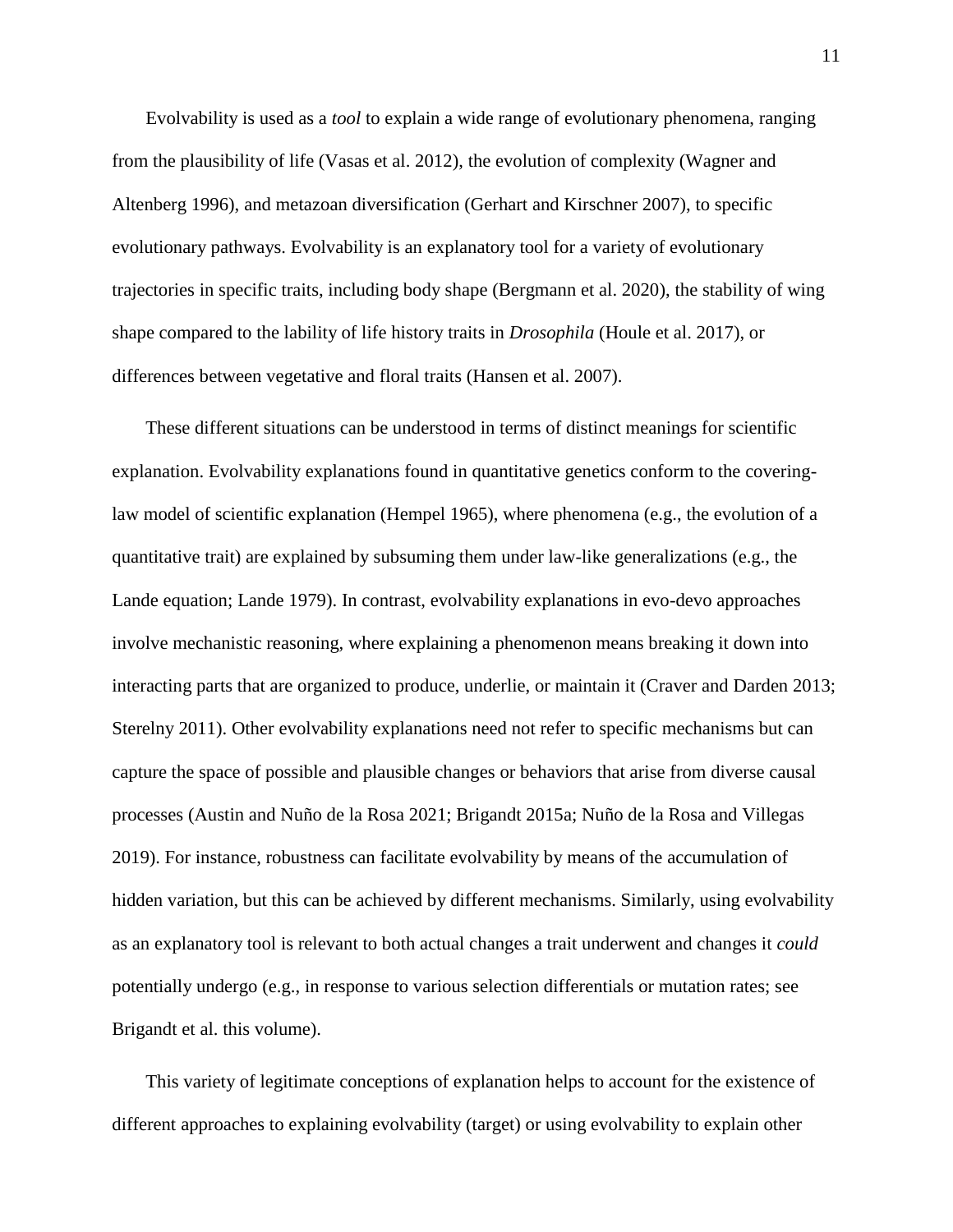Evolvability is used as a *tool* to explain a wide range of evolutionary phenomena, ranging from the plausibility of life (Vasas et al. 2012), the evolution of complexity (Wagner and Altenberg 1996), and metazoan diversification (Gerhart and Kirschner 2007), to specific evolutionary pathways. Evolvability is an explanatory tool for a variety of evolutionary trajectories in specific traits, including body shape (Bergmann et al. 2020), the stability of wing shape compared to the lability of life history traits in *Drosophila* (Houle et al. 2017), or differences between vegetative and floral traits (Hansen et al. 2007).

These different situations can be understood in terms of distinct meanings for scientific explanation. Evolvability explanations found in quantitative genetics conform to the covering-law model of scientific explanation (Hempel 1965), where phenomena (e.g., the evolution of a quantitative trait) are explained by subsuming them under law-like generalizations (e.g., the Lande equation; Lande 1979). In contrast, evolvability explanations in evo-devo approaches involve mechanistic reasoning, where explaining a phenomenon means breaking it down into interacting parts that are organized to produce, underlie, or maintain it (Craver and Darden 2013; Sterelny 2011). Other evolvability explanations need not refer to specific mechanisms but can capture the space of possible and plausible changes or behaviors that arise from diverse causal processes (Austin and Nuño de la Rosa 2021; Brigandt 2015a; Nuño de la Rosa and Villegas 2019). For instance, robustness can facilitate evolvability by means of the accumulation of hidden variation, but this can be achieved by different mechanisms. Similarly, using evolvability as an explanatory tool is relevant to both actual changes a trait underwent and changes it *could* potentially undergo (e.g., in response to various selection differentials or mutation rates; see Brigandt et al. this volume).

This variety of legitimate conceptions of explanation helps to account for the existence of different approaches to explaining evolvability (target) or using evolvability to explain other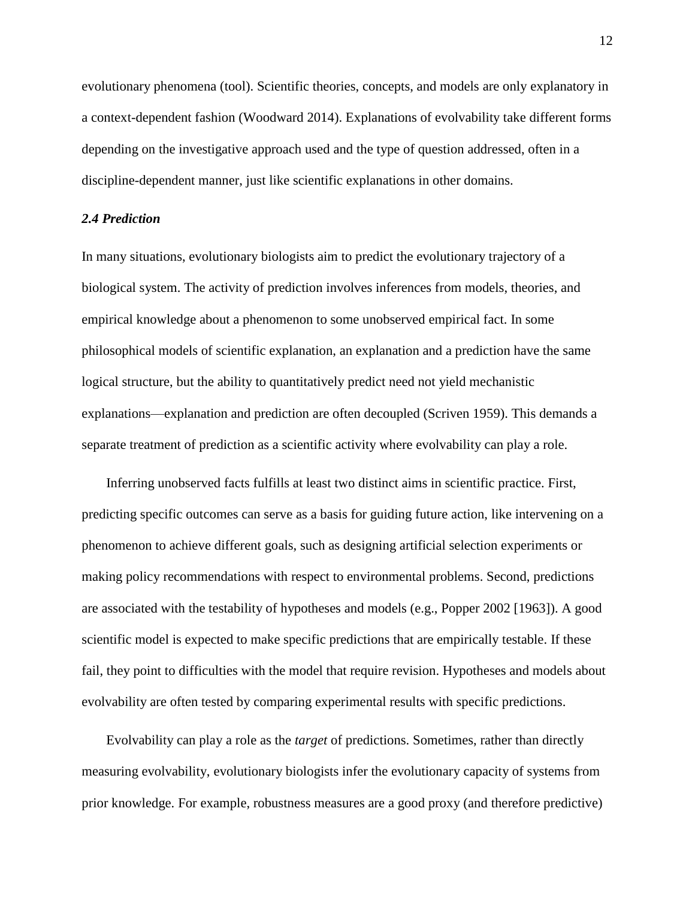evolutionary phenomena (tool). Scientific theories, concepts, and models are only explanatory in a context-dependent fashion (Woodward 2014). Explanations of evolvability take different forms depending on the investigative approach used and the type of question addressed, often in a discipline-dependent manner, just like scientific explanations in other domains.

### *2.4 Prediction*

In many situations, evolutionary biologists aim to predict the evolutionary trajectory of a biological system. The activity of prediction involves inferences from models, theories, and empirical knowledge about a phenomenon to some unobserved empirical fact. In some philosophical models of scientific explanation, an explanation and a prediction have the same logical structure, but the ability to quantitatively predict need not yield mechanistic explanations—explanation and prediction are often decoupled (Scriven 1959). This demands a separate treatment of prediction as a scientific activity where evolvability can play a role.

Inferring unobserved facts fulfills at least two distinct aims in scientific practice. First, predicting specific outcomes can serve as a basis for guiding future action, like intervening on a phenomenon to achieve different goals, such as designing artificial selection experiments or making policy recommendations with respect to environmental problems. Second, predictions are associated with the testability of hypotheses and models (e.g., Popper 2002 [1963]). A good scientific model is expected to make specific predictions that are empirically testable. If these fail, they point to difficulties with the model that require revision. Hypotheses and models about evolvability are often tested by comparing experimental results with specific predictions.

Evolvability can play a role as the *target* of predictions. Sometimes, rather than directly measuring evolvability, evolutionary biologists infer the evolutionary capacity of systems from prior knowledge. For example, robustness measures are a good proxy (and therefore predictive)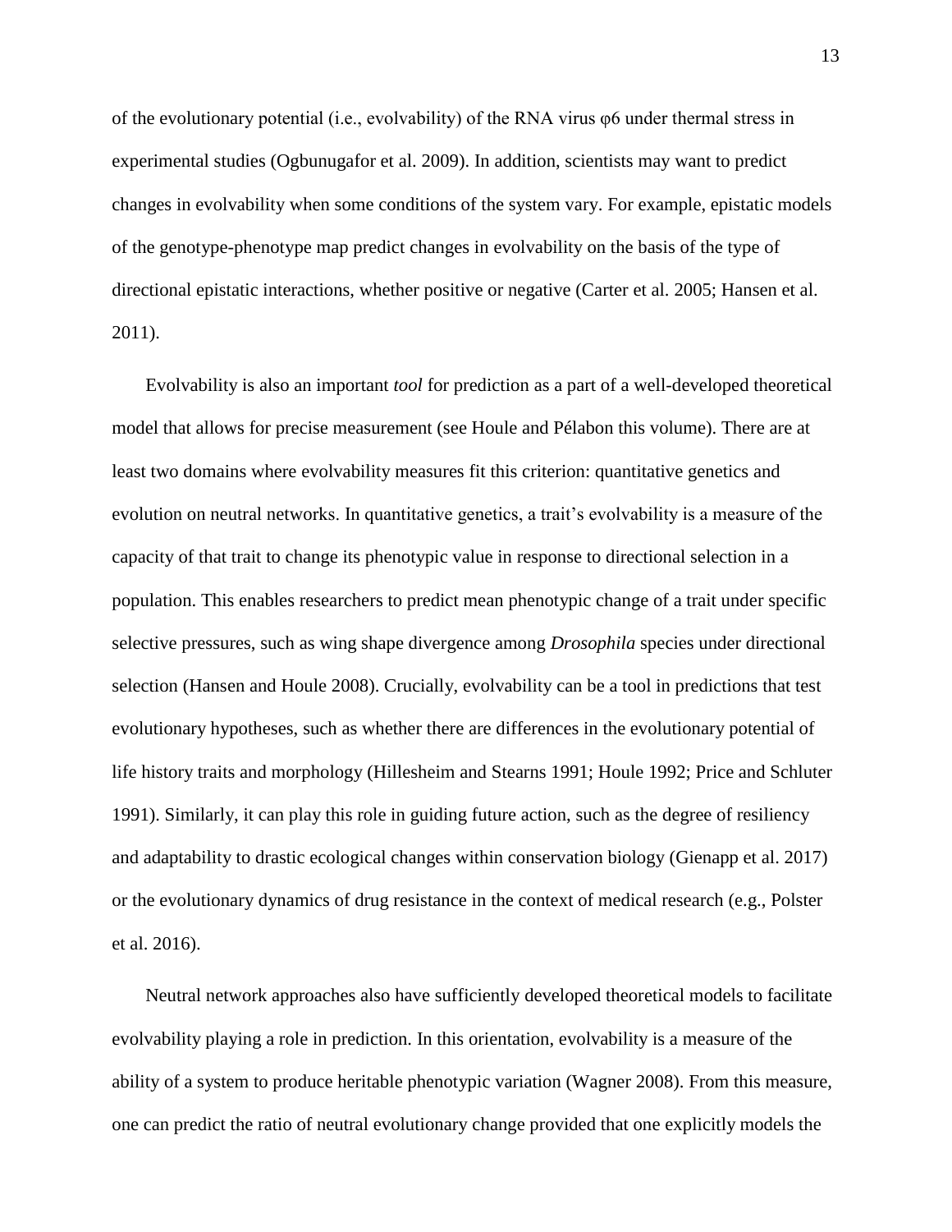of the evolutionary potential (i.e., evolvability) of the RNA virus φ6 under thermal stress in experimental studies (Ogbunugafor et al. 2009). In addition, scientists may want to predict changes in evolvability when some conditions of the system vary. For example, epistatic models of the genotype-phenotype map predict changes in evolvability on the basis of the type of directional epistatic interactions, whether positive or negative (Carter et al. 2005; Hansen et al. 2011).

Evolvability is also an important *tool* for prediction as a part of a well-developed theoretical model that allows for precise measurement (see Houle and Pélabon this volume). There are at least two domains where evolvability measures fit this criterion: quantitative genetics and evolution on neutral networks. In quantitative genetics, a trait's evolvability is a measure of the capacity of that trait to change its phenotypic value in response to directional selection in a population. This enables researchers to predict mean phenotypic change of a trait under specific selective pressures, such as wing shape divergence among *Drosophila* species under directional selection (Hansen and Houle 2008). Crucially, evolvability can be a tool in predictions that test evolutionary hypotheses, such as whether there are differences in the evolutionary potential of life history traits and morphology (Hillesheim and Stearns 1991; Houle 1992; Price and Schluter 1991). Similarly, it can play this role in guiding future action, such as the degree of resiliency and adaptability to drastic ecological changes within conservation biology (Gienapp et al. 2017) or the evolutionary dynamics of drug resistance in the context of medical research (e.g., Polster et al. 2016).

Neutral network approaches also have sufficiently developed theoretical models to facilitate evolvability playing a role in prediction. In this orientation, evolvability is a measure of the ability of a system to produce heritable phenotypic variation (Wagner 2008). From this measure, one can predict the ratio of neutral evolutionary change provided that one explicitly models the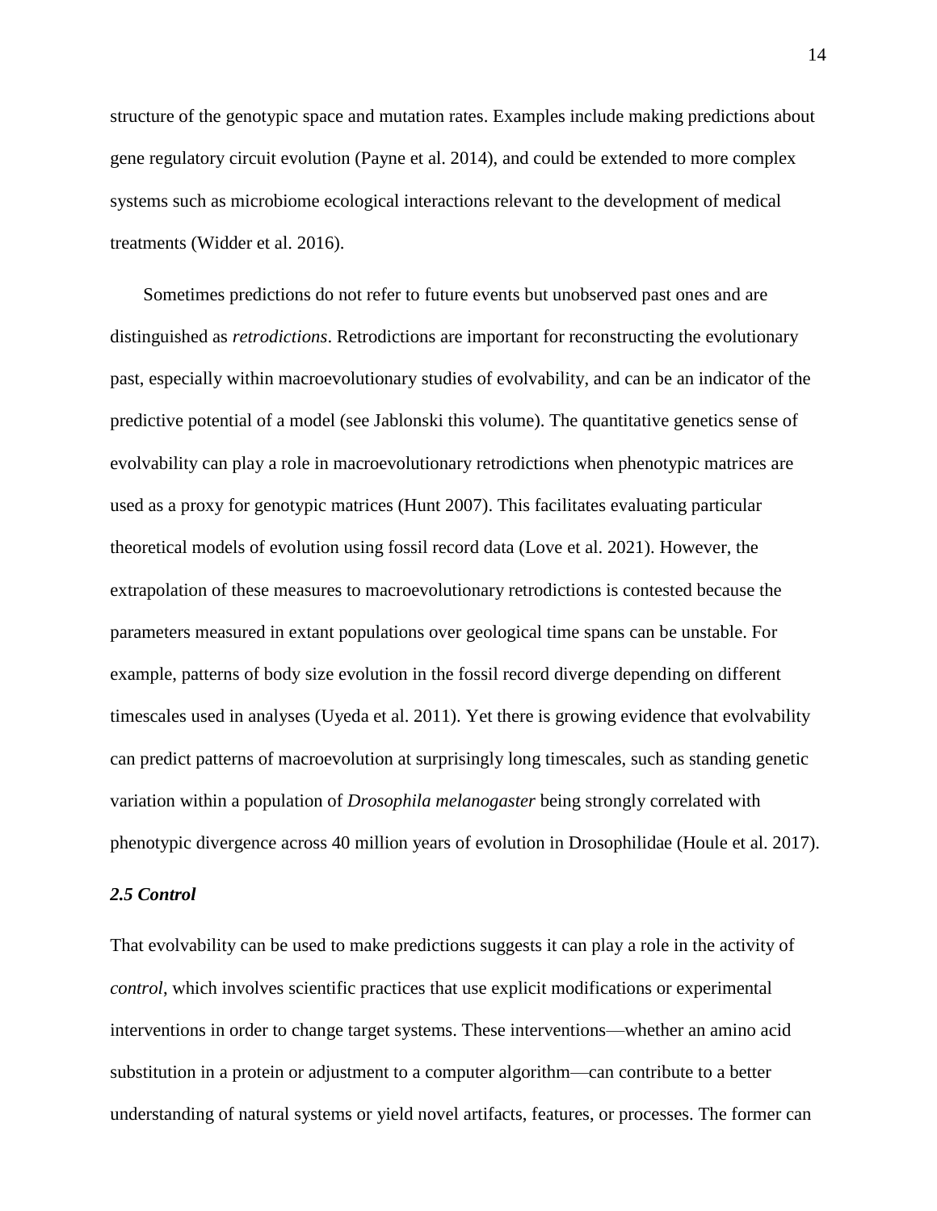structure of the genotypic space and mutation rates. Examples include making predictions about gene regulatory circuit evolution (Payne et al. 2014), and could be extended to more complex systems such as microbiome ecological interactions relevant to the development of medical treatments (Widder et al. 2016).

Sometimes predictions do not refer to future events but unobserved past ones and are distinguished as *retrodictions*. Retrodictions are important for reconstructing the evolutionary past, especially within macroevolutionary studies of evolvability, and can be an indicator of the predictive potential of a model (see Jablonski this volume). The quantitative genetics sense of evolvability can play a role in macroevolutionary retrodictions when phenotypic matrices are used as a proxy for genotypic matrices (Hunt 2007). This facilitates evaluating particular theoretical models of evolution using fossil record data (Love et al. 2021). However, the extrapolation of these measures to macroevolutionary retrodictions is contested because the parameters measured in extant populations over geological time spans can be unstable. For example, patterns of body size evolution in the fossil record diverge depending on different timescales used in analyses (Uyeda et al. 2011). Yet there is growing evidence that evolvability can predict patterns of macroevolution at surprisingly long timescales, such as standing genetic variation within a population of *Drosophila melanogaster* being strongly correlated with phenotypic divergence across 40 million years of evolution in Drosophilidae (Houle et al. 2017).

### *2.5 Control*

That evolvability can be used to make predictions suggests it can play a role in the activity of *control*, which involves scientific practices that use explicit modifications or experimental interventions in order to change target systems. These interventions—whether an amino acid substitution in a protein or adjustment to a computer algorithm—can contribute to a better understanding of natural systems or yield novel artifacts, features, or processes. The former can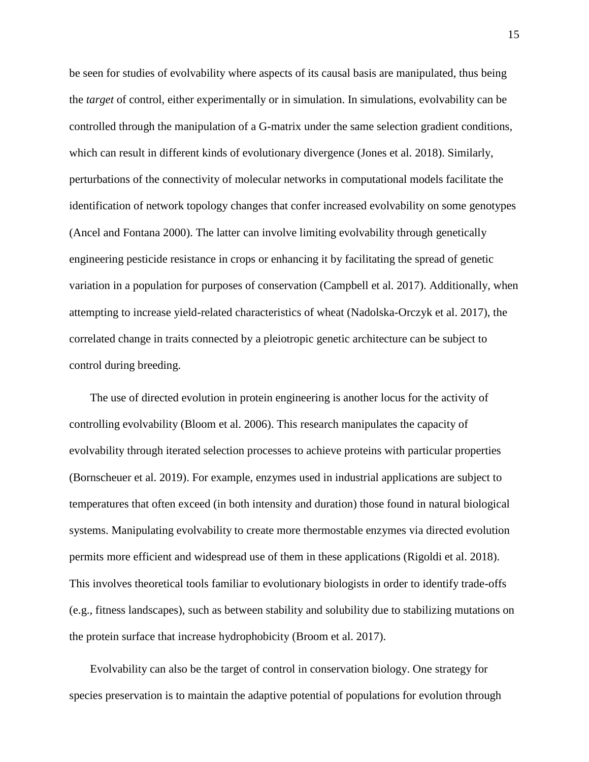be seen for studies of evolvability where aspects of its causal basis are manipulated, thus being the *target* of control, either experimentally or in simulation. In simulations, evolvability can be controlled through the manipulation of a G-matrix under the same selection gradient conditions, which can result in different kinds of evolutionary divergence (Jones et al. 2018). Similarly, perturbations of the connectivity of molecular networks in computational models facilitate the identification of network topology changes that confer increased evolvability on some genotypes (Ancel and Fontana 2000). The latter can involve limiting evolvability through genetically engineering pesticide resistance in crops or enhancing it by facilitating the spread of genetic variation in a population for purposes of conservation (Campbell et al. 2017). Additionally, when attempting to increase yield-related characteristics of wheat (Nadolska-Orczyk et al. 2017), the correlated change in traits connected by a pleiotropic genetic architecture can be subject to control during breeding.

The use of directed evolution in protein engineering is another locus for the activity of controlling evolvability (Bloom et al. 2006). This research manipulates the capacity of evolvability through iterated selection processes to achieve proteins with particular properties (Bornscheuer et al. 2019). For example, enzymes used in industrial applications are subject to temperatures that often exceed (in both intensity and duration) those found in natural biological systems. Manipulating evolvability to create more thermostable enzymes via directed evolution permits more efficient and widespread use of them in these applications (Rigoldi et al. 2018). This involves theoretical tools familiar to evolutionary biologists in order to identify trade-offs (e.g., fitness landscapes), such as between stability and solubility due to stabilizing mutations on the protein surface that increase hydrophobicity (Broom et al. 2017).

Evolvability can also be the target of control in conservation biology. One strategy for species preservation is to maintain the adaptive potential of populations for evolution through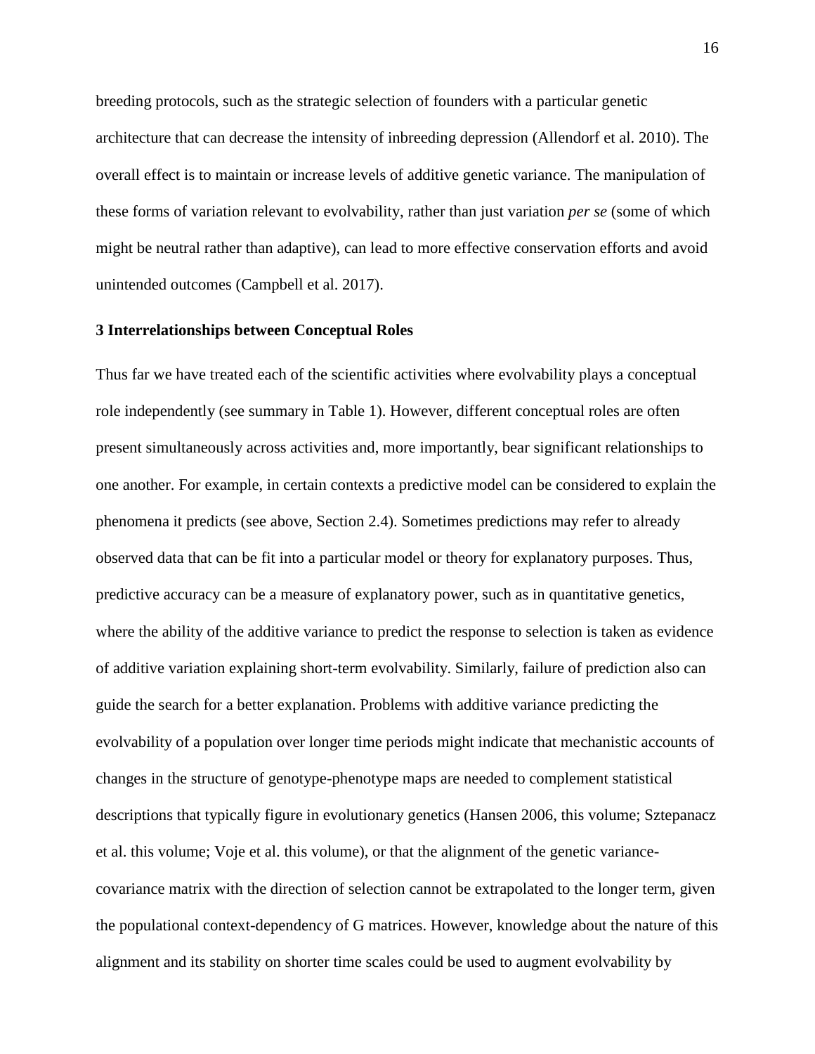breeding protocols, such as the strategic selection of founders with a particular genetic architecture that can decrease the intensity of inbreeding depression (Allendorf et al. 2010). The overall effect is to maintain or increase levels of additive genetic variance. The manipulation of these forms of variation relevant to evolvability, rather than just variation *per se* (some of which might be neutral rather than adaptive), can lead to more effective conservation efforts and avoid unintended outcomes (Campbell et al. 2017).

## 3 Interrelationships between Conceptual Roles

Thus far we have treated each of the scientific activities where evolvability plays a conceptual role independently (see summary in Table 1). However, different conceptual roles are often present simultaneously across activities and, more importantly, bear significant relationships to one another. For example, in certain contexts a predictive model can be considered to explain the phenomena it predicts (see above, Section 2.4). Sometimes predictions may refer to already observed data that can be fit into a particular model or theory for explanatory purposes. Thus, predictive accuracy can be a measure of explanatory power, such as in quantitative genetics, where the ability of the additive variance to predict the response to selection is taken as evidence of additive variation explaining short-term evolvability. Similarly, failure of prediction also can guide the search for a better explanation. Problems with additive variance predicting the evolvability of a population over longer time periods might indicate that mechanistic accounts of changes in the structure of genotype-phenotype maps are needed to complement statistical descriptions that typically figure in evolutionary genetics (Hansen 2006, this volume; Sztepanacz et al. this volume; Voje et al. this volume), or that the alignment of the genetic variance-covariance matrix with the direction of selection cannot be extrapolated to the longer term, given the populational context-dependency of G matrices. However, knowledge about the nature of this alignment and its stability on shorter time scales could be used to augment evolvability by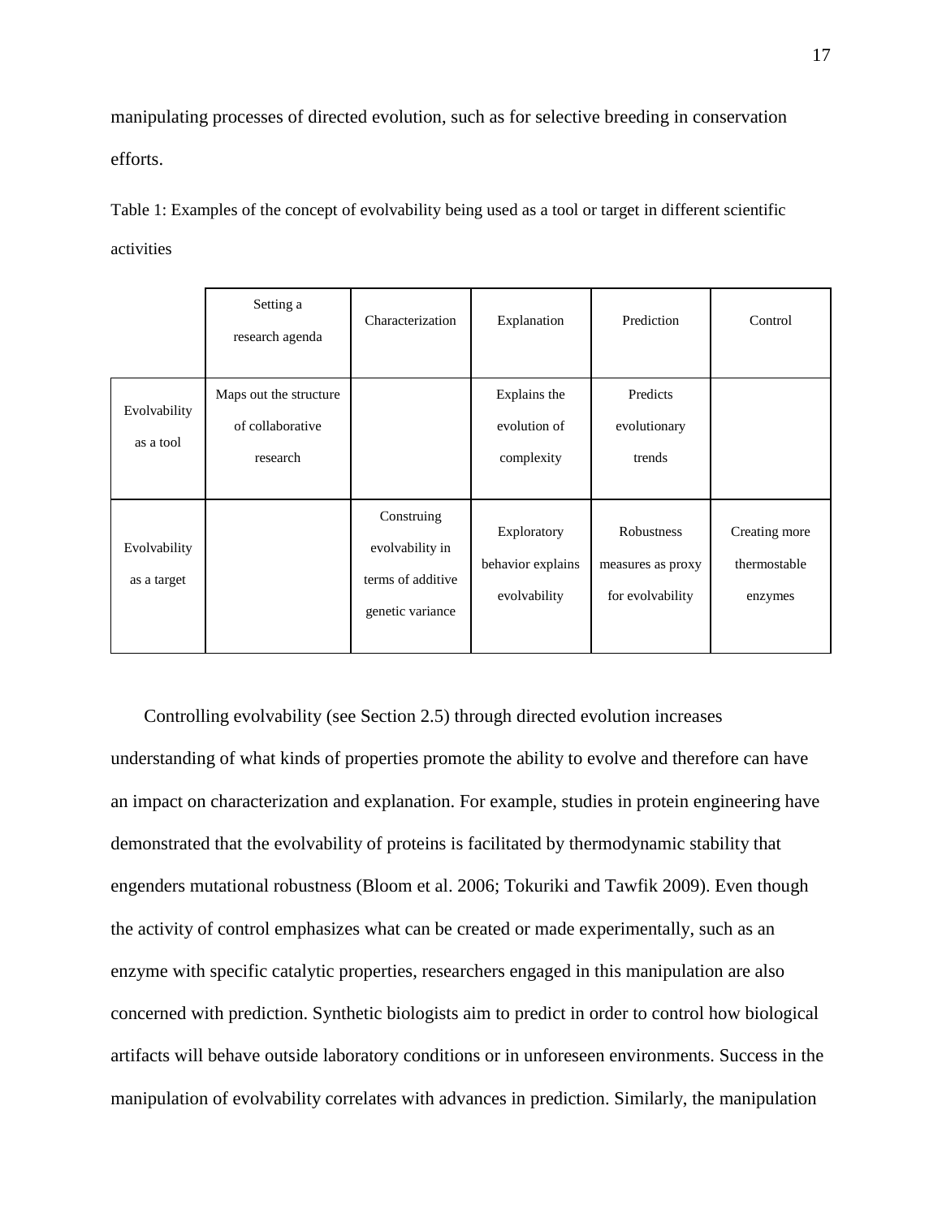manipulating processes of directed evolution, such as for selective breeding in conservation efforts.

Table 1: Examples of the concept of evolvability being used as a tool or target in different scientific activities

| | Setting a research agenda | Characterization | Explanation | Prediction | Control |
|---|---|---|---|---|---|
| Evolvability as a tool | Maps out the structure of collaborative research | | Explains the evolution of complexity | Predicts evolutionary trends | |
| Evolvability as a target | | Construing evolvability in terms of additive genetic variance | Exploratory behavior explains evolvability | Robustness measures as proxy for evolvability | Creating more thermostable enzymes |

Controlling evolvability (see Section 2.5) through directed evolution increases understanding of what kinds of properties promote the ability to evolve and therefore can have an impact on characterization and explanation. For example, studies in protein engineering have demonstrated that the evolvability of proteins is facilitated by thermodynamic stability that engenders mutational robustness (Bloom et al. 2006; Tokuriki and Tawfik 2009). Even though the activity of control emphasizes what can be created or made experimentally, such as an enzyme with specific catalytic properties, researchers engaged in this manipulation are also concerned with prediction. Synthetic biologists aim to predict in order to control how biological artifacts will behave outside laboratory conditions or in unforeseen environments. Success in the manipulation of evolvability correlates with advances in prediction. Similarly, the manipulation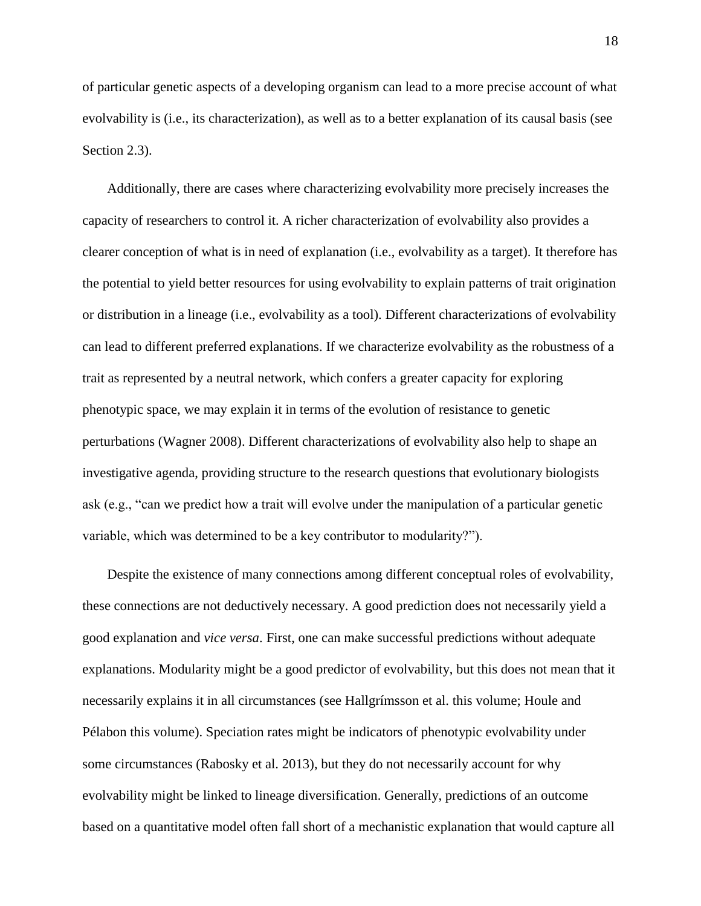of particular genetic aspects of a developing organism can lead to a more precise account of what evolvability is (i.e., its characterization), as well as to a better explanation of its causal basis (see Section 2.3).

Additionally, there are cases where characterizing evolvability more precisely increases the capacity of researchers to control it. A richer characterization of evolvability also provides a clearer conception of what is in need of explanation (i.e., evolvability as a target). It therefore has the potential to yield better resources for using evolvability to explain patterns of trait origination or distribution in a lineage (i.e., evolvability as a tool). Different characterizations of evolvability can lead to different preferred explanations. If we characterize evolvability as the robustness of a trait as represented by a neutral network, which confers a greater capacity for exploring phenotypic space, we may explain it in terms of the evolution of resistance to genetic perturbations (Wagner 2008). Different characterizations of evolvability also help to shape an investigative agenda, providing structure to the research questions that evolutionary biologists ask (e.g., "can we predict how a trait will evolve under the manipulation of a particular genetic variable, which was determined to be a key contributor to modularity?").

Despite the existence of many connections among different conceptual roles of evolvability, these connections are not deductively necessary. A good prediction does not necessarily yield a good explanation and *vice versa*. First, one can make successful predictions without adequate explanations. Modularity might be a good predictor of evolvability, but this does not mean that it necessarily explains it in all circumstances (see Hallgrímsson et al. this volume; Houle and Pélabon this volume). Speciation rates might be indicators of phenotypic evolvability under some circumstances (Rabosky et al. 2013), but they do not necessarily account for why evolvability might be linked to lineage diversification. Generally, predictions of an outcome based on a quantitative model often fall short of a mechanistic explanation that would capture all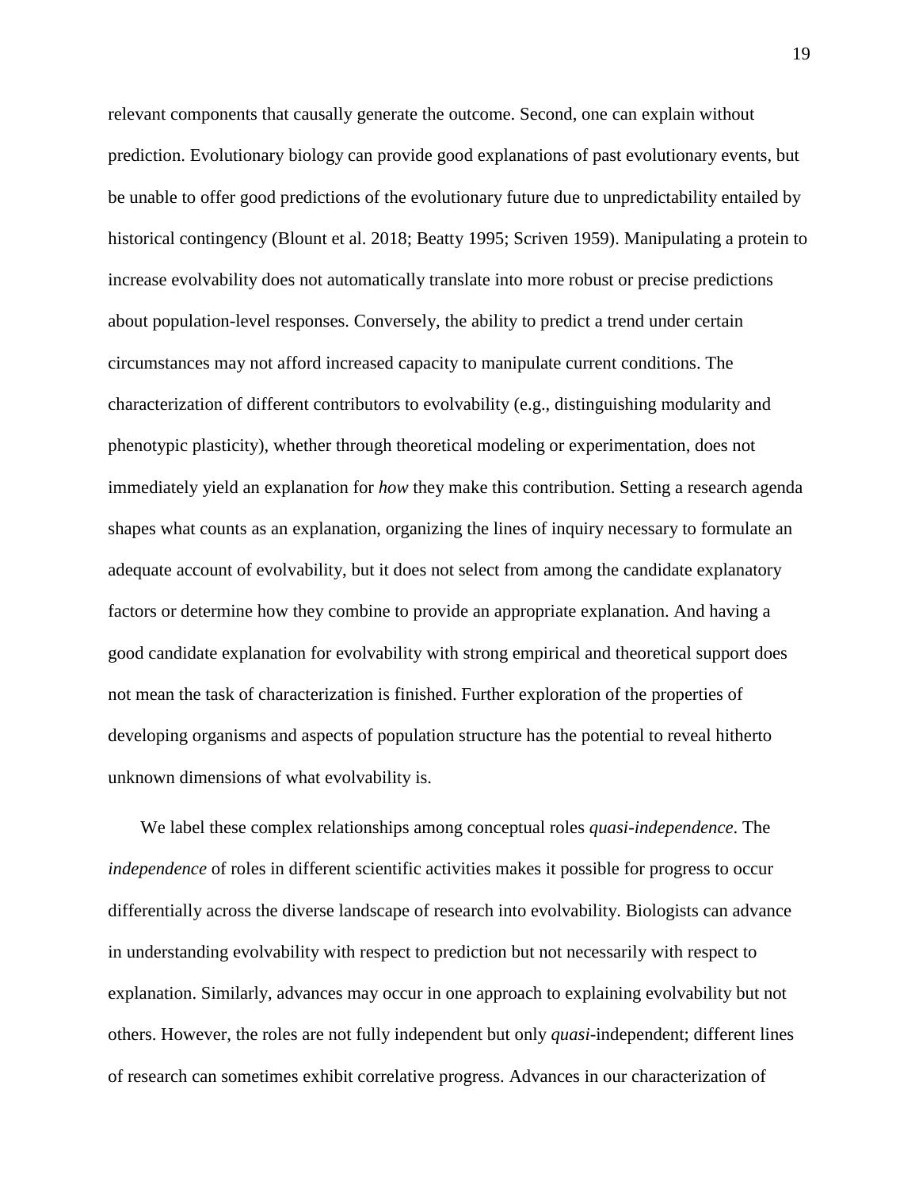relevant components that causally generate the outcome. Second, one can explain without prediction. Evolutionary biology can provide good explanations of past evolutionary events, but be unable to offer good predictions of the evolutionary future due to unpredictability entailed by historical contingency (Blount et al. 2018; Beatty 1995; Scriven 1959). Manipulating a protein to increase evolvability does not automatically translate into more robust or precise predictions about population-level responses. Conversely, the ability to predict a trend under certain circumstances may not afford increased capacity to manipulate current conditions. The characterization of different contributors to evolvability (e.g., distinguishing modularity and phenotypic plasticity), whether through theoretical modeling or experimentation, does not immediately yield an explanation for *how* they make this contribution. Setting a research agenda shapes what counts as an explanation, organizing the lines of inquiry necessary to formulate an adequate account of evolvability, but it does not select from among the candidate explanatory factors or determine how they combine to provide an appropriate explanation. And having a good candidate explanation for evolvability with strong empirical and theoretical support does not mean the task of characterization is finished. Further exploration of the properties of developing organisms and aspects of population structure has the potential to reveal hitherto unknown dimensions of what evolvability is.

We label these complex relationships among conceptual roles *quasi-independence*. The *independence* of roles in different scientific activities makes it possible for progress to occur differentially across the diverse landscape of research into evolvability. Biologists can advance in understanding evolvability with respect to prediction but not necessarily with respect to explanation. Similarly, advances may occur in one approach to explaining evolvability but not others. However, the roles are not fully independent but only *quasi*-independent; different lines of research can sometimes exhibit correlative progress. Advances in our characterization of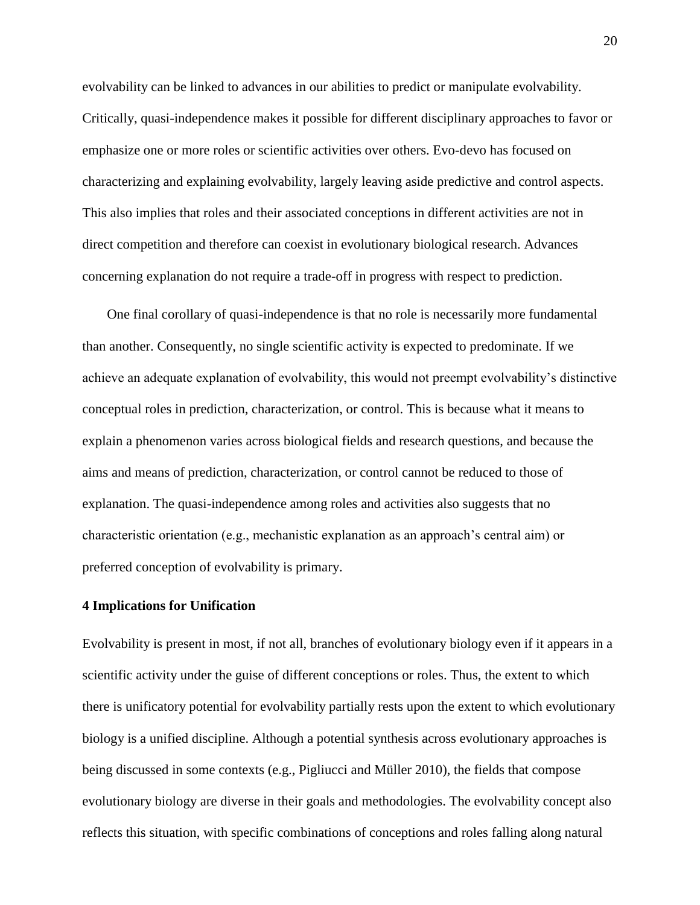evolvability can be linked to advances in our abilities to predict or manipulate evolvability. Critically, quasi-independence makes it possible for different disciplinary approaches to favor or emphasize one or more roles or scientific activities over others. Evo-devo has focused on characterizing and explaining evolvability, largely leaving aside predictive and control aspects. This also implies that roles and their associated conceptions in different activities are not in direct competition and therefore can coexist in evolutionary biological research. Advances concerning explanation do not require a trade-off in progress with respect to prediction.

One final corollary of quasi-independence is that no role is necessarily more fundamental than another. Consequently, no single scientific activity is expected to predominate. If we achieve an adequate explanation of evolvability, this would not preempt evolvability's distinctive conceptual roles in prediction, characterization, or control. This is because what it means to explain a phenomenon varies across biological fields and research questions, and because the aims and means of prediction, characterization, or control cannot be reduced to those of explanation. The quasi-independence among roles and activities also suggests that no characteristic orientation (e.g., mechanistic explanation as an approach's central aim) or preferred conception of evolvability is primary.

## 4 Implications for Unification

Evolvability is present in most, if not all, branches of evolutionary biology even if it appears in a scientific activity under the guise of different conceptions or roles. Thus, the extent to which there is unificatory potential for evolvability partially rests upon the extent to which evolutionary biology is a unified discipline. Although a potential synthesis across evolutionary approaches is being discussed in some contexts (e.g., Pigliucci and Müller 2010), the fields that compose evolutionary biology are diverse in their goals and methodologies. The evolvability concept also reflects this situation, with specific combinations of conceptions and roles falling along natural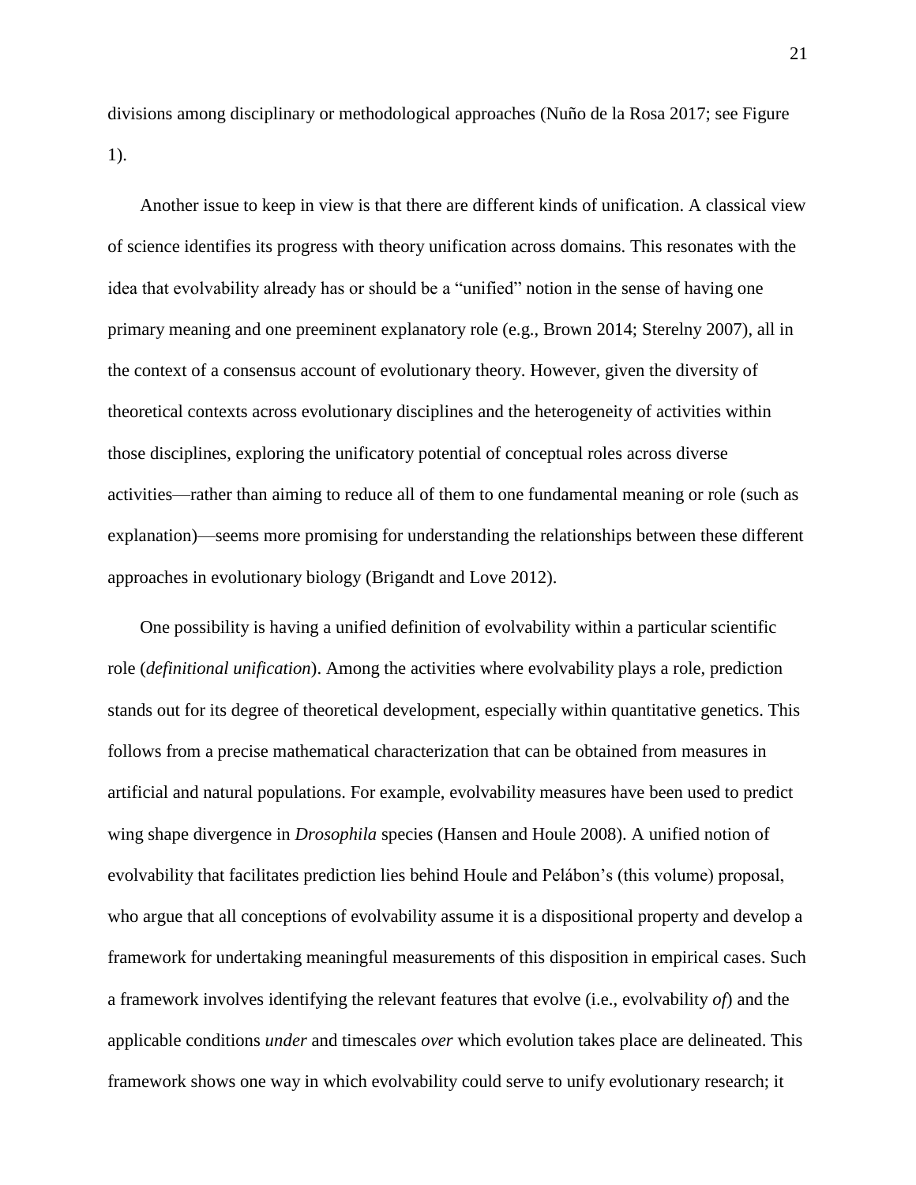divisions among disciplinary or methodological approaches (Nuño de la Rosa 2017; see Figure 1).

Another issue to keep in view is that there are different kinds of unification. A classical view of science identifies its progress with theory unification across domains. This resonates with the idea that evolvability already has or should be a "unified" notion in the sense of having one primary meaning and one preeminent explanatory role (e.g., Brown 2014; Sterelny 2007), all in the context of a consensus account of evolutionary theory. However, given the diversity of theoretical contexts across evolutionary disciplines and the heterogeneity of activities within those disciplines, exploring the unificatory potential of conceptual roles across diverse activities—rather than aiming to reduce all of them to one fundamental meaning or role (such as explanation)—seems more promising for understanding the relationships between these different approaches in evolutionary biology (Brigandt and Love 2012).

One possibility is having a unified definition of evolvability within a particular scientific role (*definitional unification*). Among the activities where evolvability plays a role, prediction stands out for its degree of theoretical development, especially within quantitative genetics. This follows from a precise mathematical characterization that can be obtained from measures in artificial and natural populations. For example, evolvability measures have been used to predict wing shape divergence in *Drosophila* species (Hansen and Houle 2008). A unified notion of evolvability that facilitates prediction lies behind Houle and Pelábon's (this volume) proposal, who argue that all conceptions of evolvability assume it is a dispositional property and develop a framework for undertaking meaningful measurements of this disposition in empirical cases. Such a framework involves identifying the relevant features that evolve (i.e., evolvability *of*) and the applicable conditions *under* and timescales *over* which evolution takes place are delineated. This framework shows one way in which evolvability could serve to unify evolutionary research; it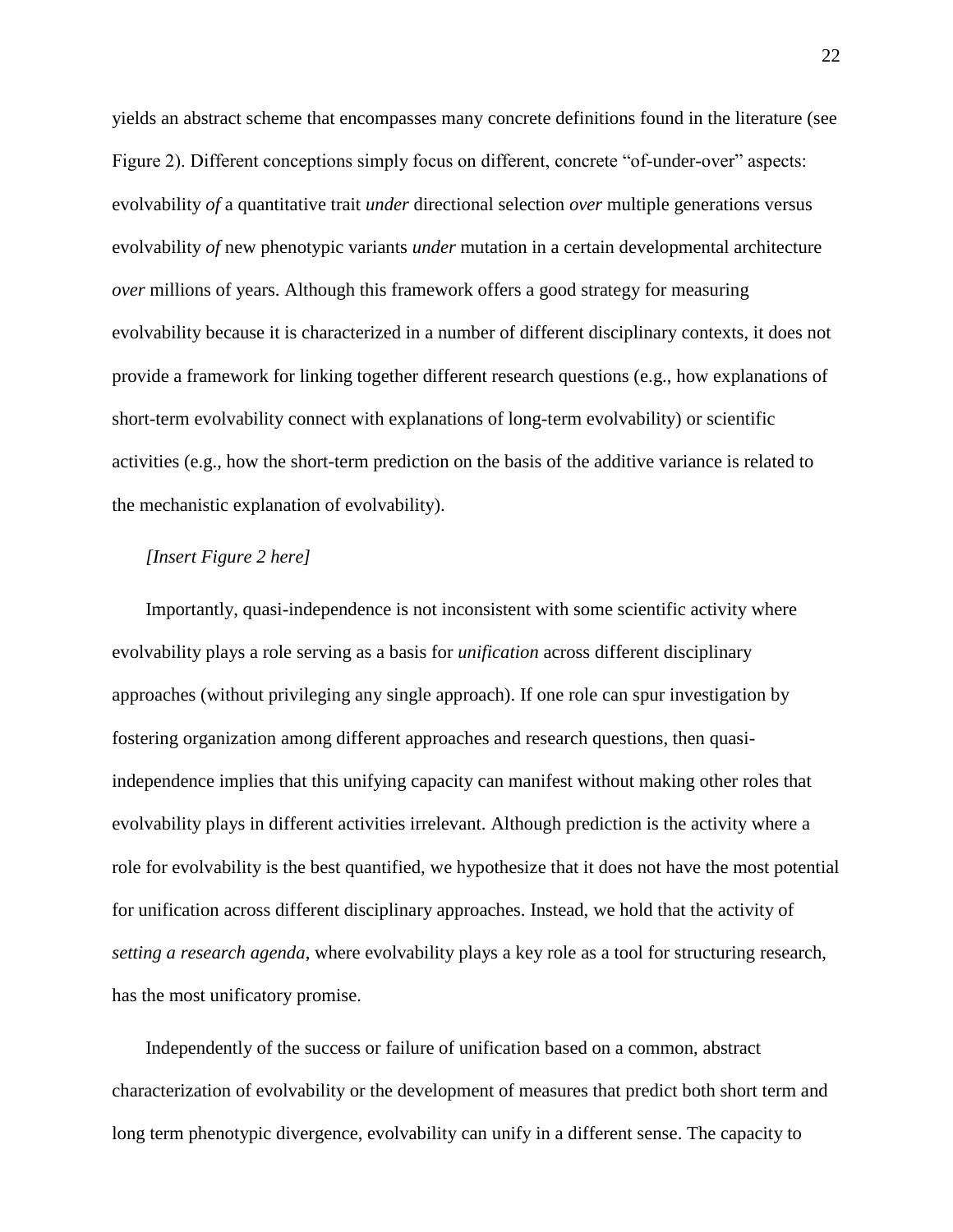yields an abstract scheme that encompasses many concrete definitions found in the literature (see Figure 2). Different conceptions simply focus on different, concrete "of-under-over" aspects: evolvability *of* a quantitative trait *under* directional selection *over* multiple generations versus evolvability *of* new phenotypic variants *under* mutation in a certain developmental architecture *over* millions of years. Although this framework offers a good strategy for measuring evolvability because it is characterized in a number of different disciplinary contexts, it does not provide a framework for linking together different research questions (e.g., how explanations of short-term evolvability connect with explanations of long-term evolvability) or scientific activities (e.g., how the short-term prediction on the basis of the additive variance is related to the mechanistic explanation of evolvability).

*[Insert Figure 2 here]*

Importantly, quasi-independence is not inconsistent with some scientific activity where evolvability plays a role serving as a basis for *unification* across different disciplinary approaches (without privileging any single approach). If one role can spur investigation by fostering organization among different approaches and research questions, then quasi-independence implies that this unifying capacity can manifest without making other roles that evolvability plays in different activities irrelevant. Although prediction is the activity where a role for evolvability is the best quantified, we hypothesize that it does not have the most potential for unification across different disciplinary approaches. Instead, we hold that the activity of *setting a research agenda*, where evolvability plays a key role as a tool for structuring research, has the most unificatory promise.

Independently of the success or failure of unification based on a common, abstract characterization of evolvability or the development of measures that predict both short term and long term phenotypic divergence, evolvability can unify in a different sense. The capacity to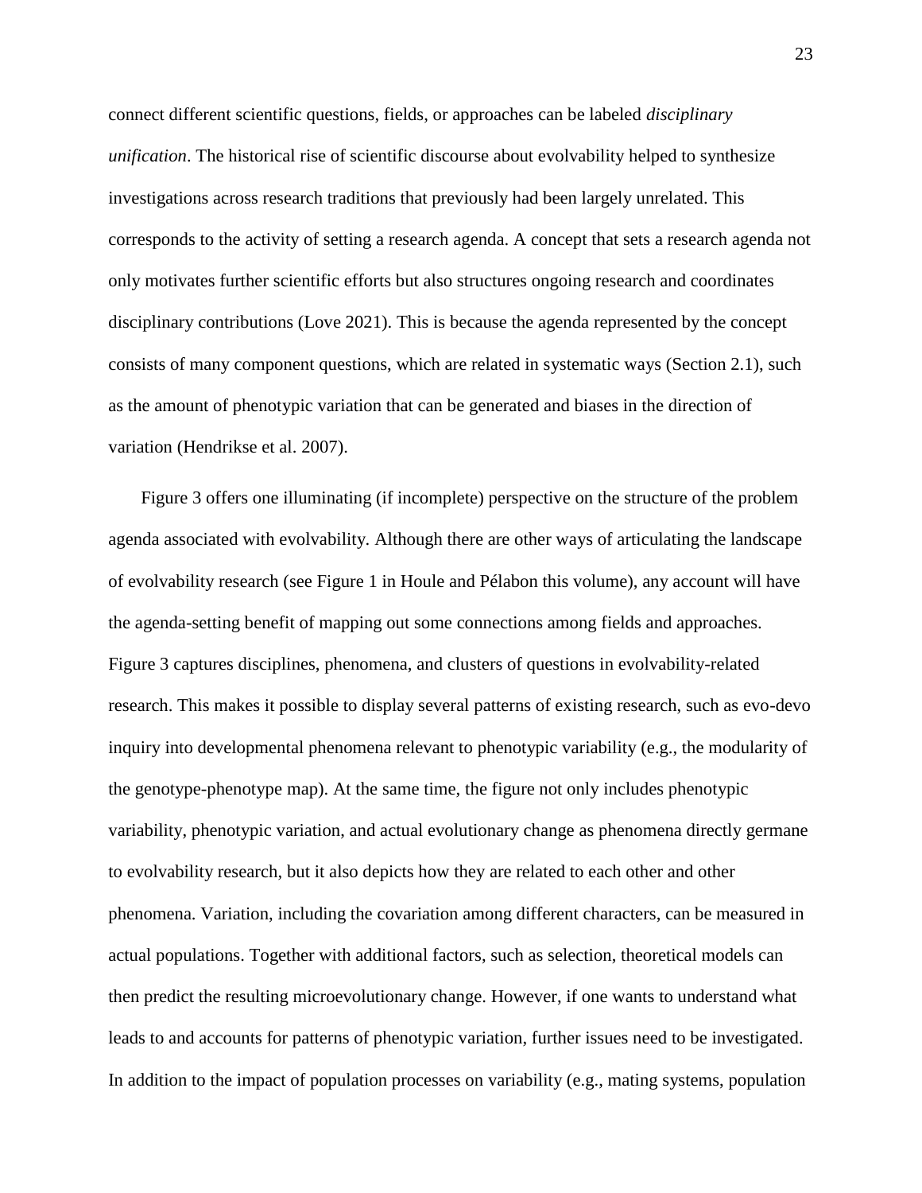connect different scientific questions, fields, or approaches can be labeled *disciplinary unification*. The historical rise of scientific discourse about evolvability helped to synthesize investigations across research traditions that previously had been largely unrelated. This corresponds to the activity of setting a research agenda. A concept that sets a research agenda not only motivates further scientific efforts but also structures ongoing research and coordinates disciplinary contributions (Love 2021). This is because the agenda represented by the concept consists of many component questions, which are related in systematic ways (Section 2.1), such as the amount of phenotypic variation that can be generated and biases in the direction of variation (Hendrikse et al. 2007).

Figure 3 offers one illuminating (if incomplete) perspective on the structure of the problem agenda associated with evolvability. Although there are other ways of articulating the landscape of evolvability research (see Figure 1 in Houle and Pélabon this volume), any account will have the agenda-setting benefit of mapping out some connections among fields and approaches. Figure 3 captures disciplines, phenomena, and clusters of questions in evolvability-related research. This makes it possible to display several patterns of existing research, such as evo-devo inquiry into developmental phenomena relevant to phenotypic variability (e.g., the modularity of the genotype-phenotype map). At the same time, the figure not only includes phenotypic variability, phenotypic variation, and actual evolutionary change as phenomena directly germane to evolvability research, but it also depicts how they are related to each other and other phenomena. Variation, including the covariation among different characters, can be measured in actual populations. Together with additional factors, such as selection, theoretical models can then predict the resulting microevolutionary change. However, if one wants to understand what leads to and accounts for patterns of phenotypic variation, further issues need to be investigated. In addition to the impact of population processes on variability (e.g., mating systems, population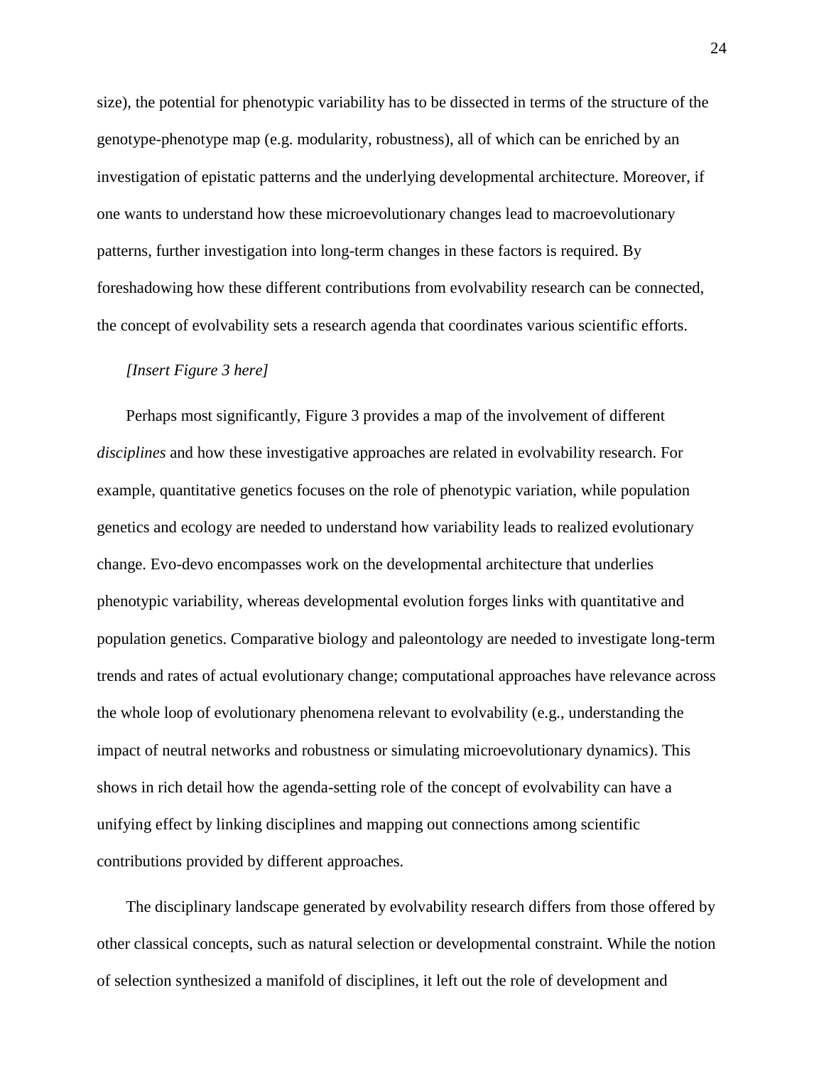size), the potential for phenotypic variability has to be dissected in terms of the structure of the genotype-phenotype map (e.g. modularity, robustness), all of which can be enriched by an investigation of epistatic patterns and the underlying developmental architecture. Moreover, if one wants to understand how these microevolutionary changes lead to macroevolutionary patterns, further investigation into long-term changes in these factors is required. By foreshadowing how these different contributions from evolvability research can be connected, the concept of evolvability sets a research agenda that coordinates various scientific efforts.

*[Insert Figure 3 here]*

Perhaps most significantly, Figure 3 provides a map of the involvement of different *disciplines* and how these investigative approaches are related in evolvability research. For example, quantitative genetics focuses on the role of phenotypic variation, while population genetics and ecology are needed to understand how variability leads to realized evolutionary change. Evo-devo encompasses work on the developmental architecture that underlies phenotypic variability, whereas developmental evolution forges links with quantitative and population genetics. Comparative biology and paleontology are needed to investigate long-term trends and rates of actual evolutionary change; computational approaches have relevance across the whole loop of evolutionary phenomena relevant to evolvability (e.g., understanding the impact of neutral networks and robustness or simulating microevolutionary dynamics). This shows in rich detail how the agenda-setting role of the concept of evolvability can have a unifying effect by linking disciplines and mapping out connections among scientific contributions provided by different approaches.

The disciplinary landscape generated by evolvability research differs from those offered by other classical concepts, such as natural selection or developmental constraint. While the notion of selection synthesized a manifold of disciplines, it left out the role of development and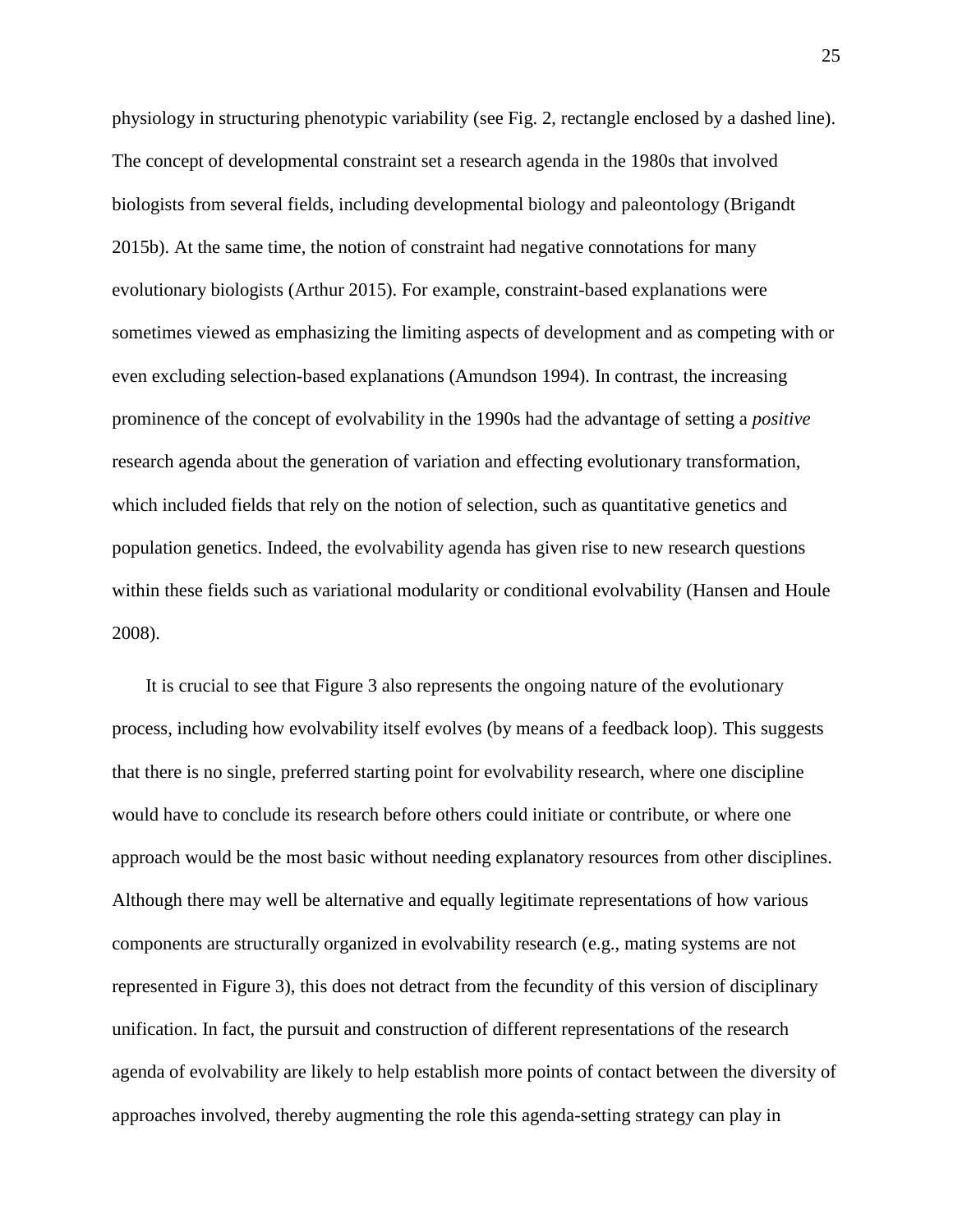physiology in structuring phenotypic variability (see Fig. 2, rectangle enclosed by a dashed line). The concept of developmental constraint set a research agenda in the 1980s that involved biologists from several fields, including developmental biology and paleontology (Brigandt 2015b). At the same time, the notion of constraint had negative connotations for many evolutionary biologists (Arthur 2015). For example, constraint-based explanations were sometimes viewed as emphasizing the limiting aspects of development and as competing with or even excluding selection-based explanations (Amundson 1994). In contrast, the increasing prominence of the concept of evolvability in the 1990s had the advantage of setting a *positive* research agenda about the generation of variation and effecting evolutionary transformation, which included fields that rely on the notion of selection, such as quantitative genetics and population genetics. Indeed, the evolvability agenda has given rise to new research questions within these fields such as variational modularity or conditional evolvability (Hansen and Houle 2008).

It is crucial to see that Figure 3 also represents the ongoing nature of the evolutionary process, including how evolvability itself evolves (by means of a feedback loop). This suggests that there is no single, preferred starting point for evolvability research, where one discipline would have to conclude its research before others could initiate or contribute, or where one approach would be the most basic without needing explanatory resources from other disciplines. Although there may well be alternative and equally legitimate representations of how various components are structurally organized in evolvability research (e.g., mating systems are not represented in Figure 3), this does not detract from the fecundity of this version of disciplinary unification. In fact, the pursuit and construction of different representations of the research agenda of evolvability are likely to help establish more points of contact between the diversity of approaches involved, thereby augmenting the role this agenda-setting strategy can play in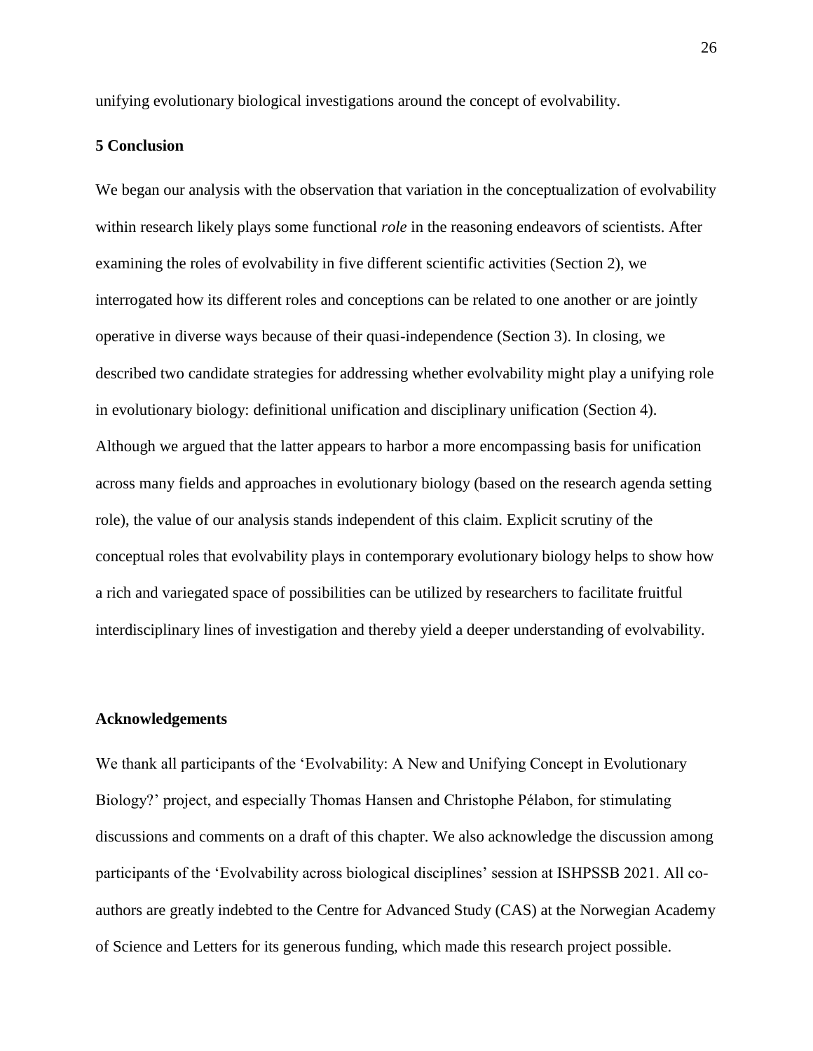unifying evolutionary biological investigations around the concept of evolvability.

## 5 Conclusion

We began our analysis with the observation that variation in the conceptualization of evolvability within research likely plays some functional *role* in the reasoning endeavors of scientists. After examining the roles of evolvability in five different scientific activities (Section 2), we interrogated how its different roles and conceptions can be related to one another or are jointly operative in diverse ways because of their quasi-independence (Section 3). In closing, we described two candidate strategies for addressing whether evolvability might play a unifying role in evolutionary biology: definitional unification and disciplinary unification (Section 4). Although we argued that the latter appears to harbor a more encompassing basis for unification across many fields and approaches in evolutionary biology (based on the research agenda setting role), the value of our analysis stands independent of this claim. Explicit scrutiny of the conceptual roles that evolvability plays in contemporary evolutionary biology helps to show how a rich and variegated space of possibilities can be utilized by researchers to facilitate fruitful interdisciplinary lines of investigation and thereby yield a deeper understanding of evolvability.

## Acknowledgements

We thank all participants of the 'Evolvability: A New and Unifying Concept in Evolutionary Biology?' project, and especially Thomas Hansen and Christophe Pélabon, for stimulating discussions and comments on a draft of this chapter. We also acknowledge the discussion among participants of the 'Evolvability across biological disciplines' session at ISHPSSB 2021. All co-authors are greatly indebted to the Centre for Advanced Study (CAS) at the Norwegian Academy of Science and Letters for its generous funding, which made this research project possible.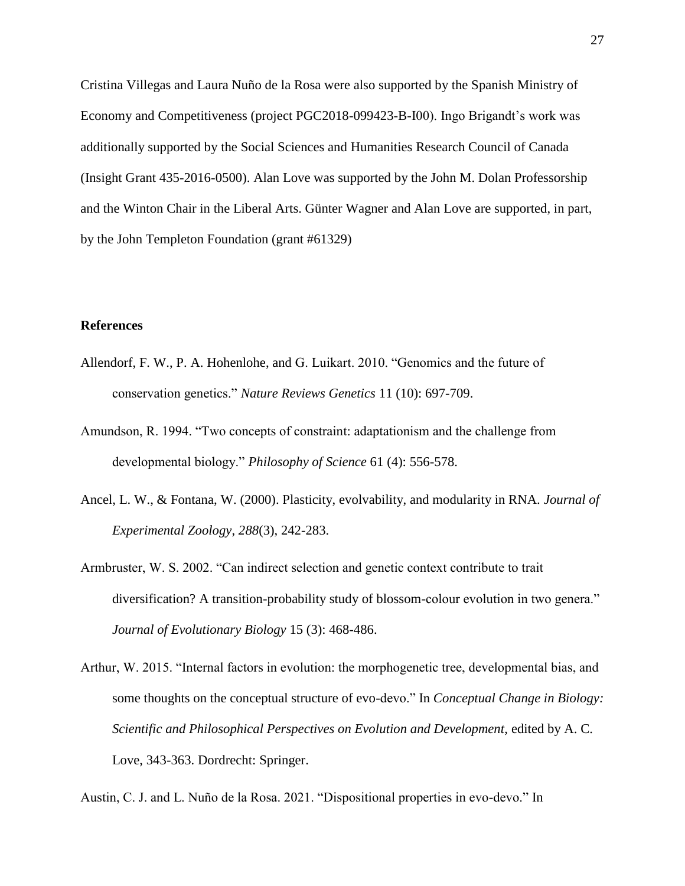Cristina Villegas and Laura Nuño de la Rosa were also supported by the Spanish Ministry of Economy and Competitiveness (project PGC2018-099423-B-I00). Ingo Brigandt's work was additionally supported by the Social Sciences and Humanities Research Council of Canada (Insight Grant 435-2016-0500). Alan Love was supported by the John M. Dolan Professorship and the Winton Chair in the Liberal Arts. Günter Wagner and Alan Love are supported, in part, by the John Templeton Foundation (grant #61329)

**References**

Allendorf, F. W., P. A. Hohenlohe, and G. Luikart. 2010. "Genomics and the future of conservation genetics." *Nature Reviews Genetics* 11 (10): 697-709.

Amundson, R. 1994. "Two concepts of constraint: adaptationism and the challenge from developmental biology." *Philosophy of Science* 61 (4): 556-578.

Ancel, L. W., & Fontana, W. (2000). Plasticity, evolvability, and modularity in RNA. *Journal of Experimental Zoology*, *288*(3), 242-283.

Armbruster, W. S. 2002. "Can indirect selection and genetic context contribute to trait diversification? A transition-probability study of blossom-colour evolution in two genera." *Journal of Evolutionary Biology* 15 (3): 468-486.

Arthur, W. 2015. "Internal factors in evolution: the morphogenetic tree, developmental bias, and some thoughts on the conceptual structure of evo-devo." In *Conceptual Change in Biology: Scientific and Philosophical Perspectives on Evolution and Development*, edited by A. C. Love, 343-363. Dordrecht: Springer.

Austin, C. J. and L. Nuño de la Rosa. 2021. "Dispositional properties in evo-devo." In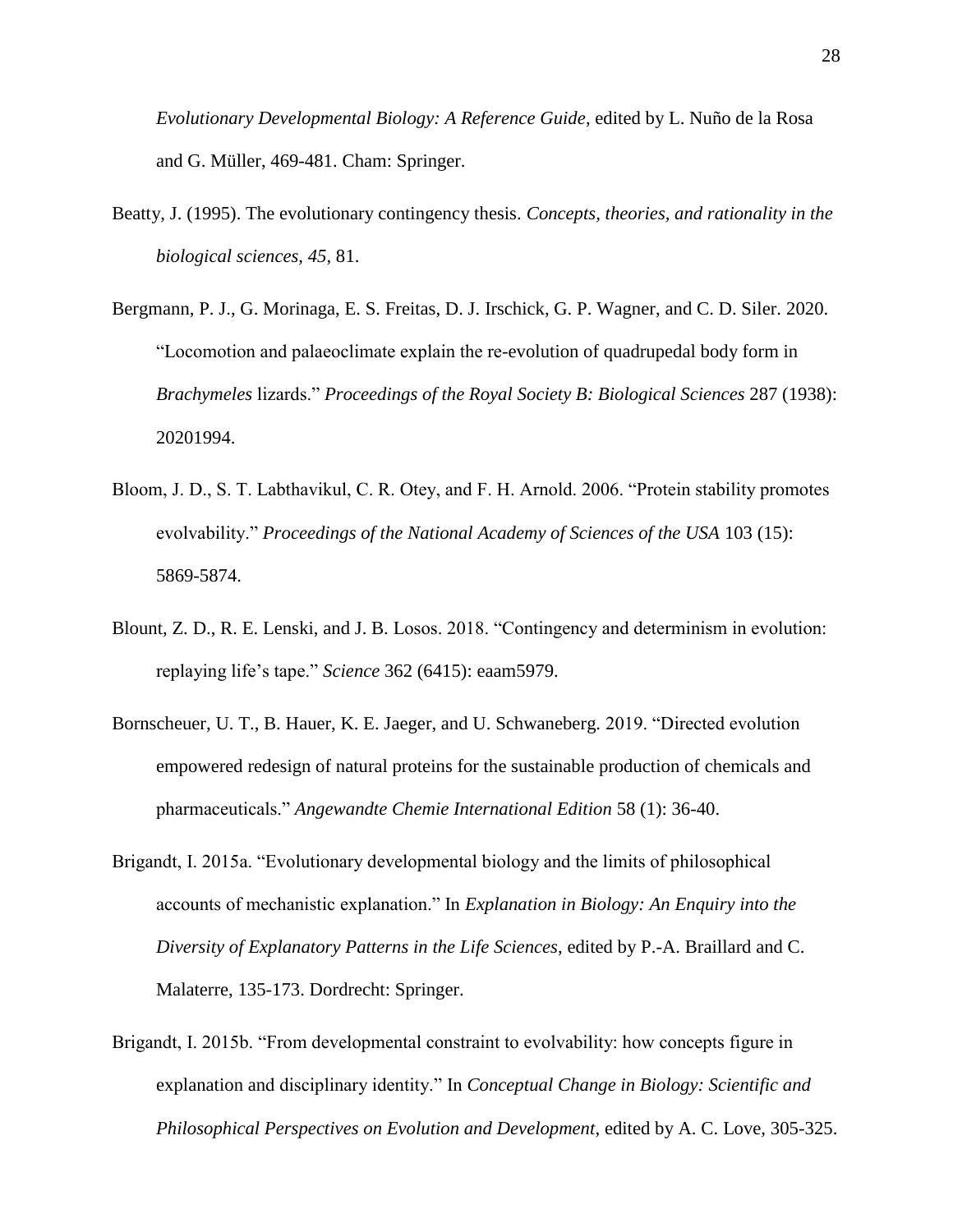*Evolutionary Developmental Biology: A Reference Guide*, edited by L. Nuño de la Rosa and G. Müller, 469-481. Cham: Springer.

Beatty, J. (1995). The evolutionary contingency thesis. *Concepts, theories, and rationality in the biological sciences*, *45*, 81.

Bergmann, P. J., G. Morinaga, E. S. Freitas, D. J. Irschick, G. P. Wagner, and C. D. Siler. 2020. "Locomotion and palaeoclimate explain the re-evolution of quadrupedal body form in *Brachymeles* lizards." *Proceedings of the Royal Society B: Biological Sciences* 287 (1938): 20201994.

Bloom, J. D., S. T. Labthavikul, C. R. Otey, and F. H. Arnold. 2006. "Protein stability promotes evolvability." *Proceedings of the National Academy of Sciences of the USA* 103 (15): 5869-5874.

Blount, Z. D., R. E. Lenski, and J. B. Losos. 2018. "Contingency and determinism in evolution: replaying life's tape." *Science* 362 (6415): eaam5979.

Bornscheuer, U. T., B. Hauer, K. E. Jaeger, and U. Schwaneberg. 2019. "Directed evolution empowered redesign of natural proteins for the sustainable production of chemicals and pharmaceuticals." *Angewandte Chemie International Edition* 58 (1): 36-40.

Brigandt, I. 2015a. "Evolutionary developmental biology and the limits of philosophical accounts of mechanistic explanation." In *Explanation in Biology: An Enquiry into the Diversity of Explanatory Patterns in the Life Sciences*, edited by P.-A. Braillard and C. Malaterre, 135-173. Dordrecht: Springer.

Brigandt, I. 2015b. "From developmental constraint to evolvability: how concepts figure in explanation and disciplinary identity." In *Conceptual Change in Biology: Scientific and Philosophical Perspectives on Evolution and Development*, edited by A. C. Love, 305-325.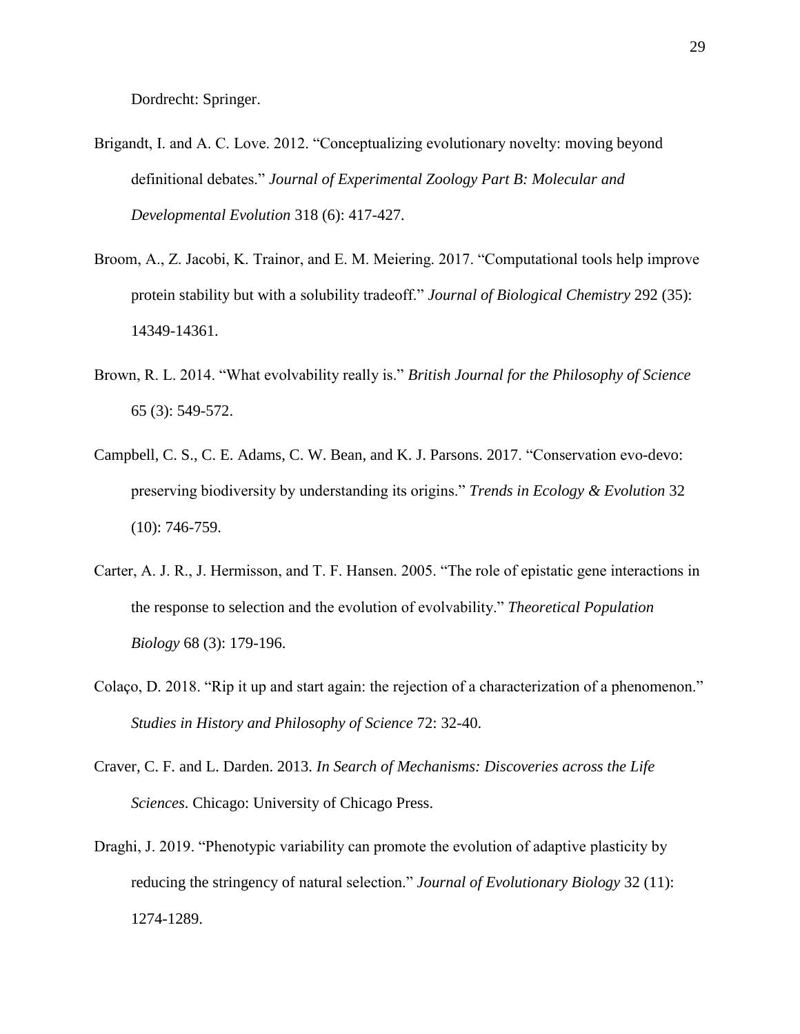Dordrecht: Springer.

Brigandt, I. and A. C. Love. 2012. "Conceptualizing evolutionary novelty: moving beyond definitional debates." *Journal of Experimental Zoology Part B: Molecular and Developmental Evolution* 318 (6): 417-427.

Broom, A., Z. Jacobi, K. Trainor, and E. M. Meiering. 2017. "Computational tools help improve protein stability but with a solubility tradeoff." *Journal of Biological Chemistry* 292 (35): 14349-14361.

Brown, R. L. 2014. "What evolvability really is." *British Journal for the Philosophy of Science* 65 (3): 549-572.

Campbell, C. S., C. E. Adams, C. W. Bean, and K. J. Parsons. 2017. "Conservation evo-devo: preserving biodiversity by understanding its origins." *Trends in Ecology & Evolution* 32 (10): 746-759.

Carter, A. J. R., J. Hermisson, and T. F. Hansen. 2005. "The role of epistatic gene interactions in the response to selection and the evolution of evolvability." *Theoretical Population Biology* 68 (3): 179-196.

Colaço, D. 2018. "Rip it up and start again: the rejection of a characterization of a phenomenon." *Studies in History and Philosophy of Science* 72: 32-40.

Craver, C. F. and L. Darden. 2013. *In Search of Mechanisms: Discoveries across the Life Sciences*. Chicago: University of Chicago Press.

Draghi, J. 2019. "Phenotypic variability can promote the evolution of adaptive plasticity by reducing the stringency of natural selection." *Journal of Evolutionary Biology* 32 (11): 1274-1289.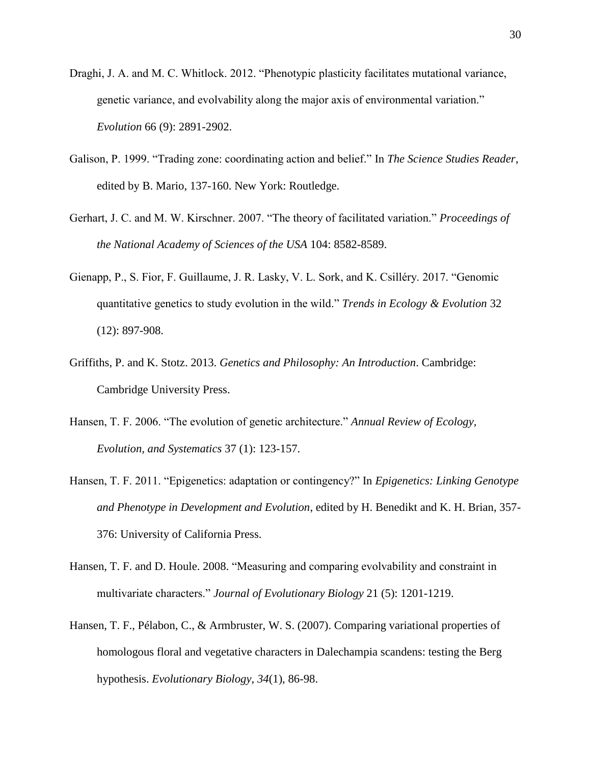Draghi, J. A. and M. C. Whitlock. 2012. "Phenotypic plasticity facilitates mutational variance, genetic variance, and evolvability along the major axis of environmental variation." *Evolution* 66 (9): 2891-2902.

Galison, P. 1999. "Trading zone: coordinating action and belief." In *The Science Studies Reader*, edited by B. Mario, 137-160. New York: Routledge.

Gerhart, J. C. and M. W. Kirschner. 2007. "The theory of facilitated variation." *Proceedings of the National Academy of Sciences of the USA* 104: 8582-8589.

Gienapp, P., S. Fior, F. Guillaume, J. R. Lasky, V. L. Sork, and K. Csilléry. 2017. "Genomic quantitative genetics to study evolution in the wild." *Trends in Ecology & Evolution* 32 (12): 897-908.

Griffiths, P. and K. Stotz. 2013. *Genetics and Philosophy: An Introduction*. Cambridge: Cambridge University Press.

Hansen, T. F. 2006. "The evolution of genetic architecture." *Annual Review of Ecology, Evolution, and Systematics* 37 (1): 123-157.

Hansen, T. F. 2011. "Epigenetics: adaptation or contingency?" In *Epigenetics: Linking Genotype and Phenotype in Development and Evolution*, edited by H. Benedikt and K. H. Brian, 357-376: University of California Press.

Hansen, T. F. and D. Houle. 2008. "Measuring and comparing evolvability and constraint in multivariate characters." *Journal of Evolutionary Biology* 21 (5): 1201-1219.

Hansen, T. F., Pélabon, C., & Armbruster, W. S. (2007). Comparing variational properties of homologous floral and vegetative characters in Dalechampia scandens: testing the Berg hypothesis. *Evolutionary Biology*, *34*(1), 86-98.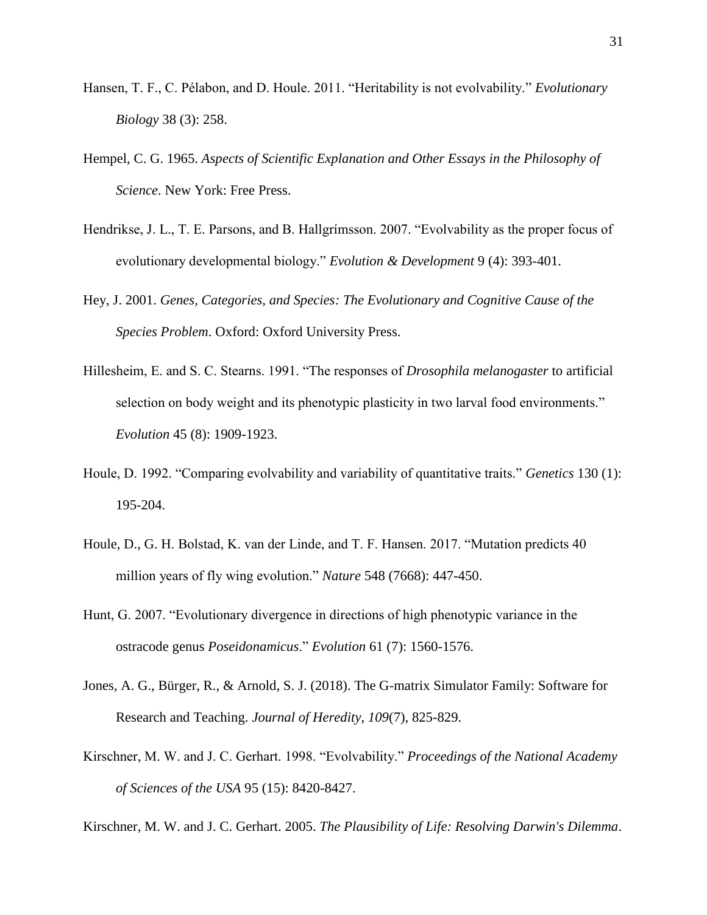Hansen, T. F., C. Pélabon, and D. Houle. 2011. "Heritability is not evolvability." *Evolutionary Biology* 38 (3): 258.

Hempel, C. G. 1965. *Aspects of Scientific Explanation and Other Essays in the Philosophy of Science*. New York: Free Press.

Hendrikse, J. L., T. E. Parsons, and B. Hallgrímsson. 2007. "Evolvability as the proper focus of evolutionary developmental biology." *Evolution & Development* 9 (4): 393-401.

Hey, J. 2001. *Genes, Categories, and Species: The Evolutionary and Cognitive Cause of the Species Problem*. Oxford: Oxford University Press.

Hillesheim, E. and S. C. Stearns. 1991. "The responses of *Drosophila melanogaster* to artificial selection on body weight and its phenotypic plasticity in two larval food environments." *Evolution* 45 (8): 1909-1923.

Houle, D. 1992. "Comparing evolvability and variability of quantitative traits." *Genetics* 130 (1): 195-204.

Houle, D., G. H. Bolstad, K. van der Linde, and T. F. Hansen. 2017. "Mutation predicts 40 million years of fly wing evolution." *Nature* 548 (7668): 447-450.

Hunt, G. 2007. "Evolutionary divergence in directions of high phenotypic variance in the ostracode genus *Poseidonamicus*." *Evolution* 61 (7): 1560-1576.

Jones, A. G., Bürger, R., & Arnold, S. J. (2018). The G-matrix Simulator Family: Software for Research and Teaching. *Journal of Heredity*, *109*(7), 825-829.

Kirschner, M. W. and J. C. Gerhart. 1998. "Evolvability." *Proceedings of the National Academy of Sciences of the USA* 95 (15): 8420-8427.

Kirschner, M. W. and J. C. Gerhart. 2005. *The Plausibility of Life: Resolving Darwin's Dilemma*.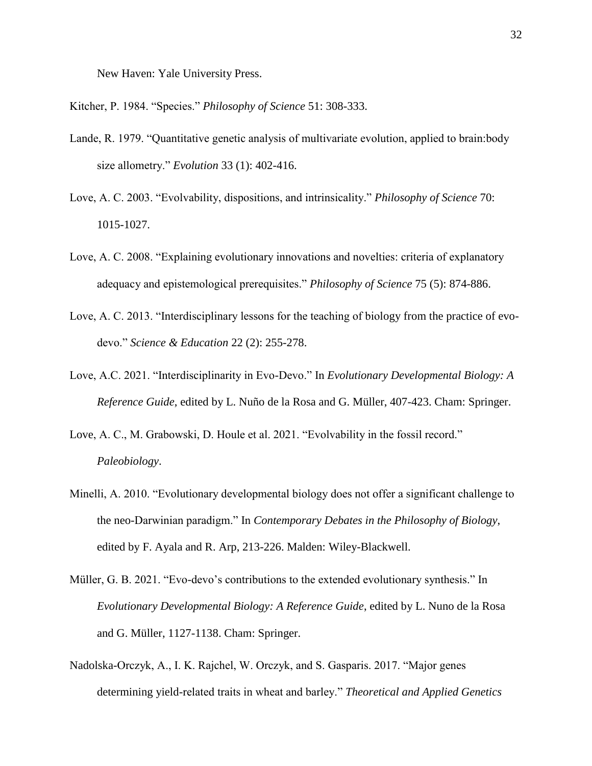New Haven: Yale University Press.

Kitcher, P. 1984. "Species." *Philosophy of Science* 51: 308-333.

Lande, R. 1979. "Quantitative genetic analysis of multivariate evolution, applied to brain:body size allometry." *Evolution* 33 (1): 402-416.

Love, A. C. 2003. "Evolvability, dispositions, and intrinsicality." *Philosophy of Science* 70: 1015-1027.

Love, A. C. 2008. "Explaining evolutionary innovations and novelties: criteria of explanatory adequacy and epistemological prerequisites." *Philosophy of Science* 75 (5): 874-886.

Love, A. C. 2013. "Interdisciplinary lessons for the teaching of biology from the practice of evo-devo." *Science & Education* 22 (2): 255-278.

Love, A.C. 2021. "Interdisciplinarity in Evo-Devo." In *Evolutionary Developmental Biology: A Reference Guide*, edited by L. Nuño de la Rosa and G. Müller, 407-423. Cham: Springer.

Love, A. C., M. Grabowski, D. Houle et al. 2021. "Evolvability in the fossil record." *Paleobiology*.

Minelli, A. 2010. "Evolutionary developmental biology does not offer a significant challenge to the neo-Darwinian paradigm." In *Contemporary Debates in the Philosophy of Biology*, edited by F. Ayala and R. Arp, 213-226. Malden: Wiley-Blackwell.

Müller, G. B. 2021. "Evo-devo's contributions to the extended evolutionary synthesis." In *Evolutionary Developmental Biology: A Reference Guide*, edited by L. Nuno de la Rosa and G. Müller, 1127-1138. Cham: Springer.

Nadolska-Orczyk, A., I. K. Rajchel, W. Orczyk, and S. Gasparis. 2017. "Major genes determining yield-related traits in wheat and barley." *Theoretical and Applied Genetics*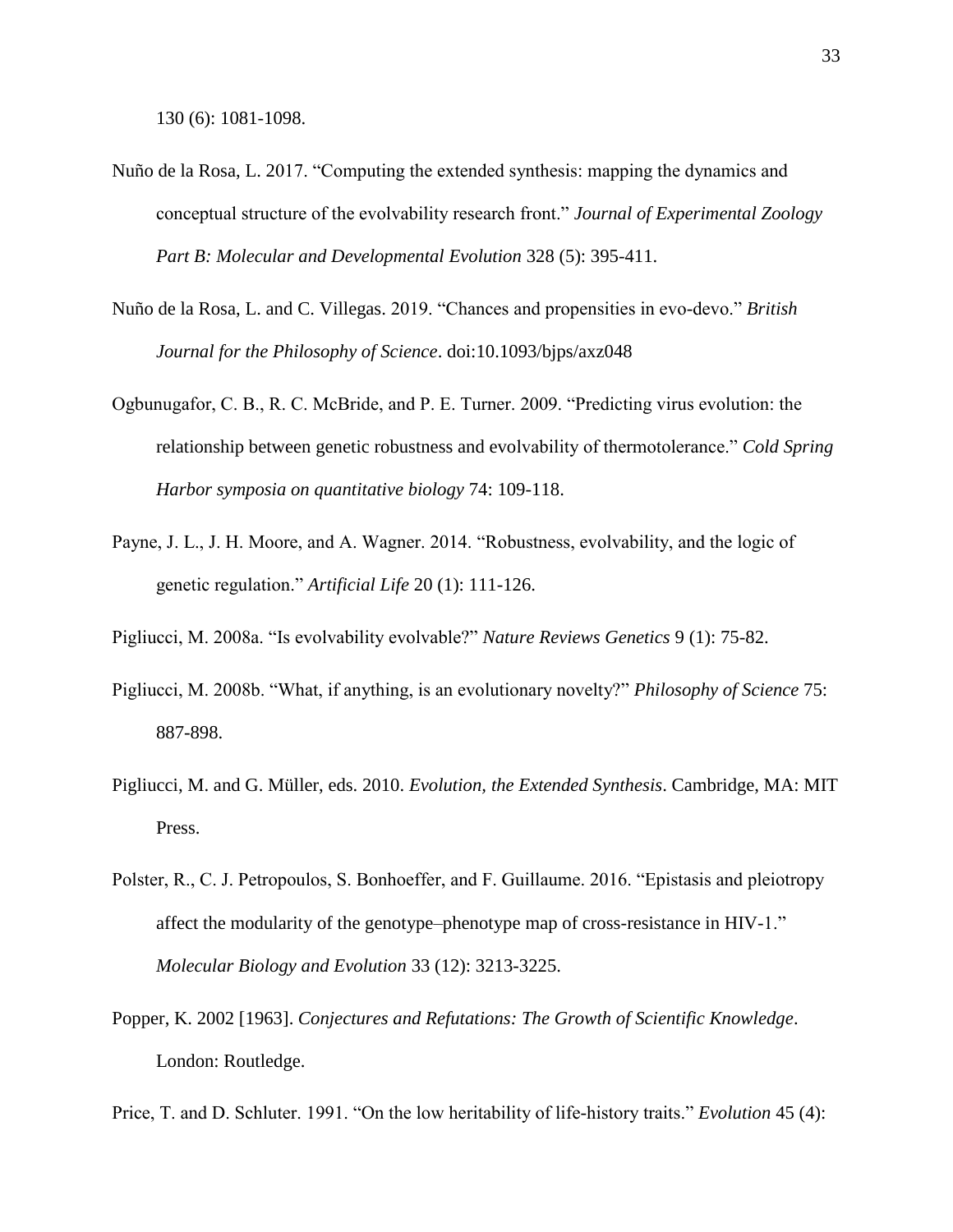130 (6): 1081-1098.

Nuño de la Rosa, L. 2017. “Computing the extended synthesis: mapping the dynamics and conceptual structure of the evolvability research front.” *Journal of Experimental Zoology Part B: Molecular and Developmental Evolution* 328 (5): 395-411.

Nuño de la Rosa, L. and C. Villegas. 2019. “Chances and propensities in evo-devo.” *British Journal for the Philosophy of Science*. doi:10.1093/bjps/axz048

Ogbunugafor, C. B., R. C. McBride, and P. E. Turner. 2009. “Predicting virus evolution: the relationship between genetic robustness and evolvability of thermotolerance.” *Cold Spring Harbor symposia on quantitative biology* 74: 109-118.

Payne, J. L., J. H. Moore, and A. Wagner. 2014. “Robustness, evolvability, and the logic of genetic regulation.” *Artificial Life* 20 (1): 111-126.

Pigliucci, M. 2008a. “Is evolvability evolvable?” *Nature Reviews Genetics* 9 (1): 75-82.

Pigliucci, M. 2008b. “What, if anything, is an evolutionary novelty?” *Philosophy of Science* 75: 887-898.

Pigliucci, M. and G. Müller, eds. 2010. *Evolution, the Extended Synthesis*. Cambridge, MA: MIT Press.

Polster, R., C. J. Petropoulos, S. Bonhoeffer, and F. Guillaume. 2016. “Epistasis and pleiotropy affect the modularity of the genotype–phenotype map of cross-resistance in HIV-1.” *Molecular Biology and Evolution* 33 (12): 3213-3225.

Popper, K. 2002 [1963]. *Conjectures and Refutations: The Growth of Scientific Knowledge*. London: Routledge.

Price, T. and D. Schluter. 1991. “On the low heritability of life-history traits.” *Evolution* 45 (4):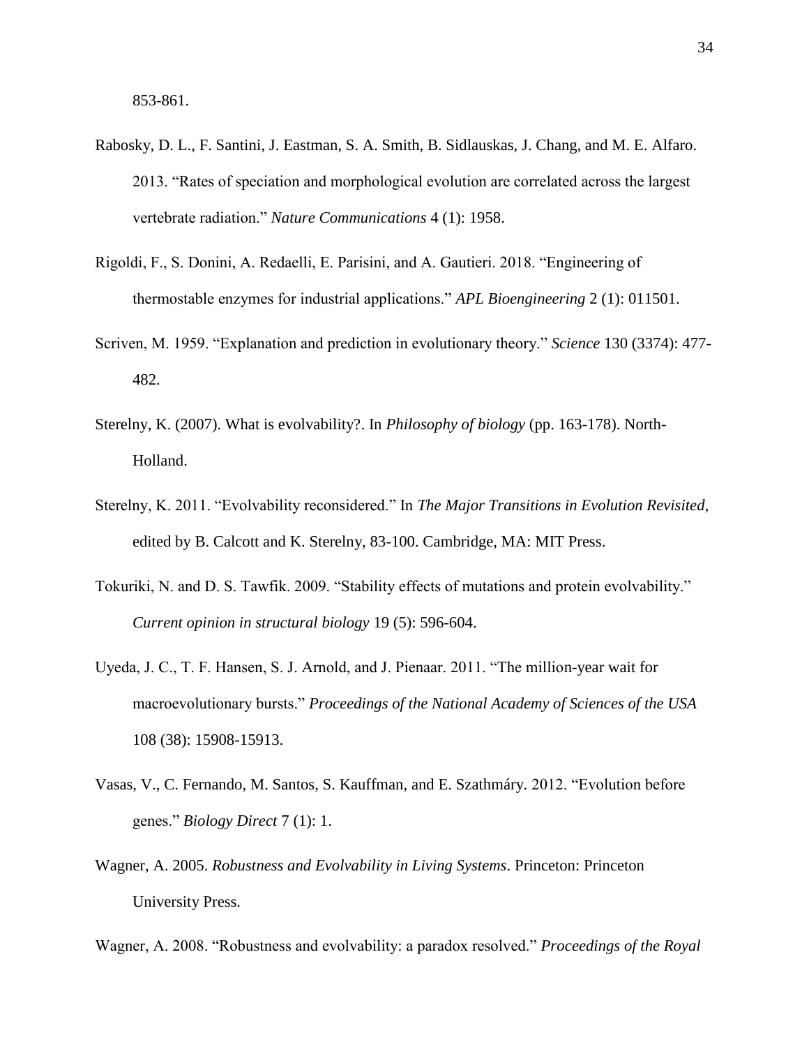853-861.

Rabosky, D. L., F. Santini, J. Eastman, S. A. Smith, B. Sidlauskas, J. Chang, and M. E. Alfaro. 2013. "Rates of speciation and morphological evolution are correlated across the largest vertebrate radiation." *Nature Communications* 4 (1): 1958.

Rigoldi, F., S. Donini, A. Redaelli, E. Parisini, and A. Gautieri. 2018. "Engineering of thermostable enzymes for industrial applications." *APL Bioengineering* 2 (1): 011501.

Scriven, M. 1959. "Explanation and prediction in evolutionary theory." *Science* 130 (3374): 477-482.

Sterelny, K. (2007). What is evolvability?. In *Philosophy of biology* (pp. 163-178). North-Holland.

Sterelny, K. 2011. "Evolvability reconsidered." In *The Major Transitions in Evolution Revisited*, edited by B. Calcott and K. Sterelny, 83-100. Cambridge, MA: MIT Press.

Tokuriki, N. and D. S. Tawfik. 2009. "Stability effects of mutations and protein evolvability." *Current opinion in structural biology* 19 (5): 596-604.

Uyeda, J. C., T. F. Hansen, S. J. Arnold, and J. Pienaar. 2011. "The million-year wait for macroevolutionary bursts." *Proceedings of the National Academy of Sciences of the USA* 108 (38): 15908-15913.

Vasas, V., C. Fernando, M. Santos, S. Kauffman, and E. Szathmáry. 2012. "Evolution before genes." *Biology Direct* 7 (1): 1.

Wagner, A. 2005. *Robustness and Evolvability in Living Systems*. Princeton: Princeton University Press.

Wagner, A. 2008. "Robustness and evolvability: a paradox resolved." *Proceedings of the Royal*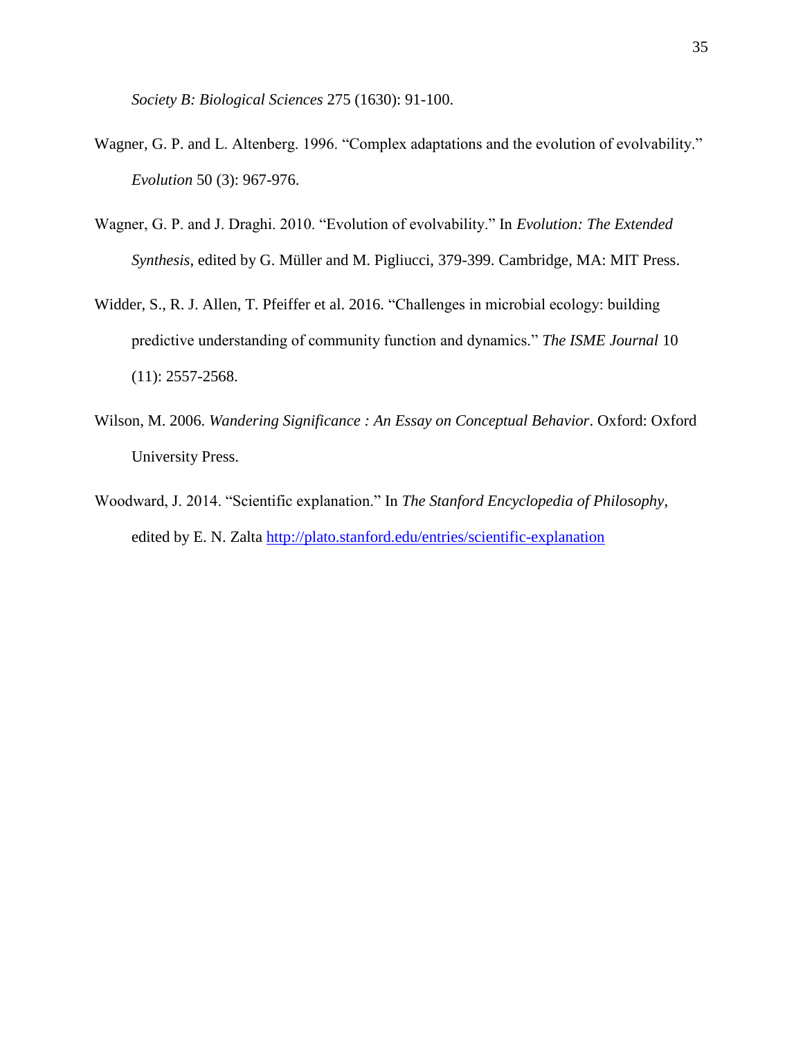*Society B: Biological Sciences* 275 (1630): 91-100.

Wagner, G. P. and L. Altenberg. 1996. "Complex adaptations and the evolution of evolvability." *Evolution* 50 (3): 967-976.

Wagner, G. P. and J. Draghi. 2010. "Evolution of evolvability." In *Evolution: The Extended Synthesis*, edited by G. Müller and M. Pigliucci, 379-399. Cambridge, MA: MIT Press.

Widder, S., R. J. Allen, T. Pfeiffer et al. 2016. "Challenges in microbial ecology: building predictive understanding of community function and dynamics." *The ISME Journal* 10 (11): 2557-2568.

Wilson, M. 2006. *Wandering Significance : An Essay on Conceptual Behavior*. Oxford: Oxford University Press.

Woodward, J. 2014. "Scientific explanation." In *The Stanford Encyclopedia of Philosophy*, edited by E. N. Zalta http://plato.stanford.edu/entries/scientific-explanation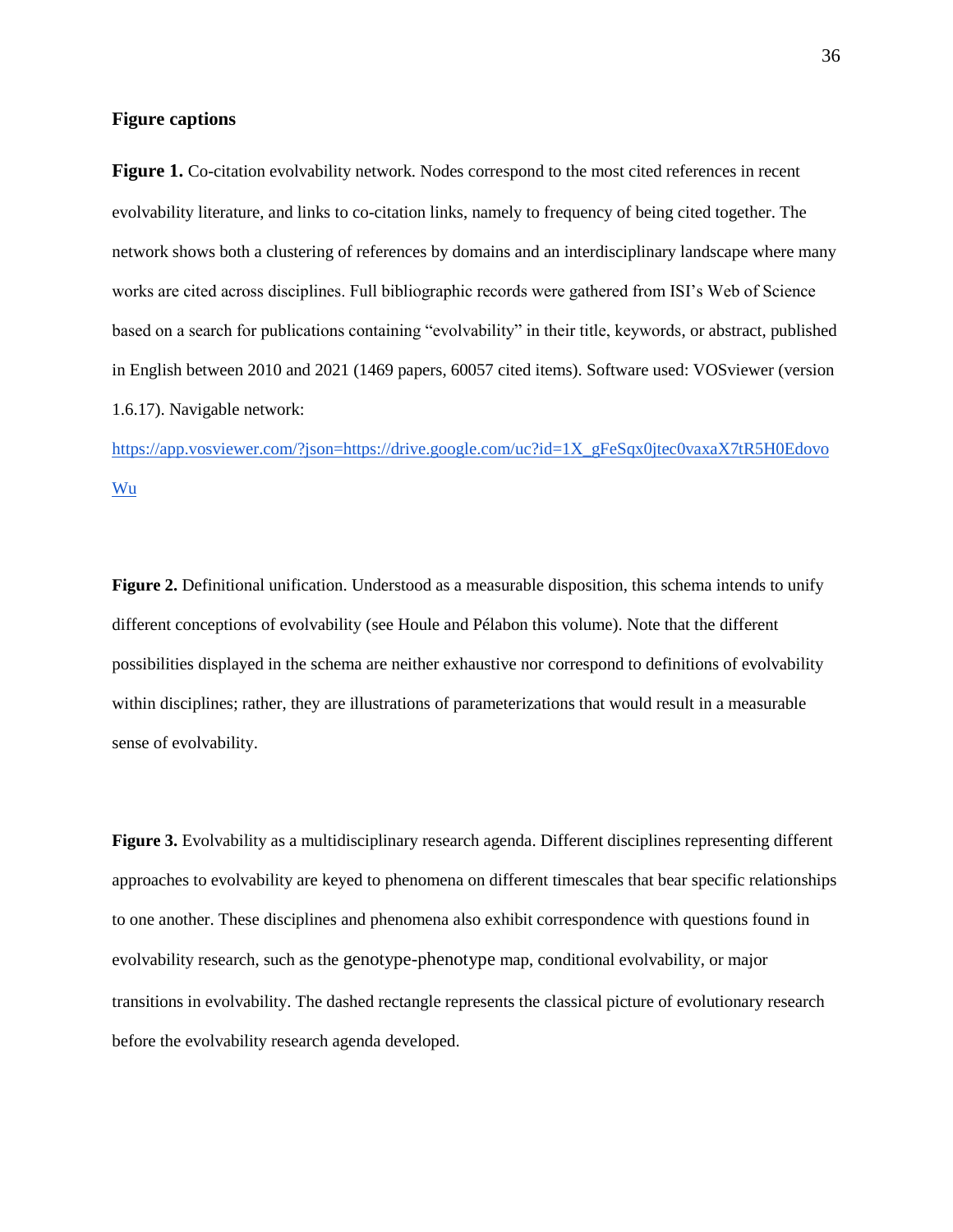**Figure captions**

**Figure 1.** Co-citation evolvability network. Nodes correspond to the most cited references in recent evolvability literature, and links to co-citation links, namely to frequency of being cited together. The network shows both a clustering of references by domains and an interdisciplinary landscape where many works are cited across disciplines. Full bibliographic records were gathered from ISI's Web of Science based on a search for publications containing "evolvability" in their title, keywords, or abstract, published in English between 2010 and 2021 (1469 papers, 60057 cited items). Software used: VOSviewer (version 1.6.17). Navigable network: https://app.vosviewer.com/?json=https://drive.google.com/uc?id=1X_gFeSqx0jtec0vaxaX7tR5H0EdovoWu

**Figure 2.** Definitional unification. Understood as a measurable disposition, this schema intends to unify different conceptions of evolvability (see Houle and Pélabon this volume). Note that the different possibilities displayed in the schema are neither exhaustive nor correspond to definitions of evolvability within disciplines; rather, they are illustrations of parameterizations that would result in a measurable sense of evolvability.

**Figure 3.** Evolvability as a multidisciplinary research agenda. Different disciplines representing different approaches to evolvability are keyed to phenomena on different timescales that bear specific relationships to one another. These disciplines and phenomena also exhibit correspondence with questions found in evolvability research, such as the genotype-phenotype map, conditional evolvability, or major transitions in evolvability. The dashed rectangle represents the classical picture of evolutionary research before the evolvability research agenda developed.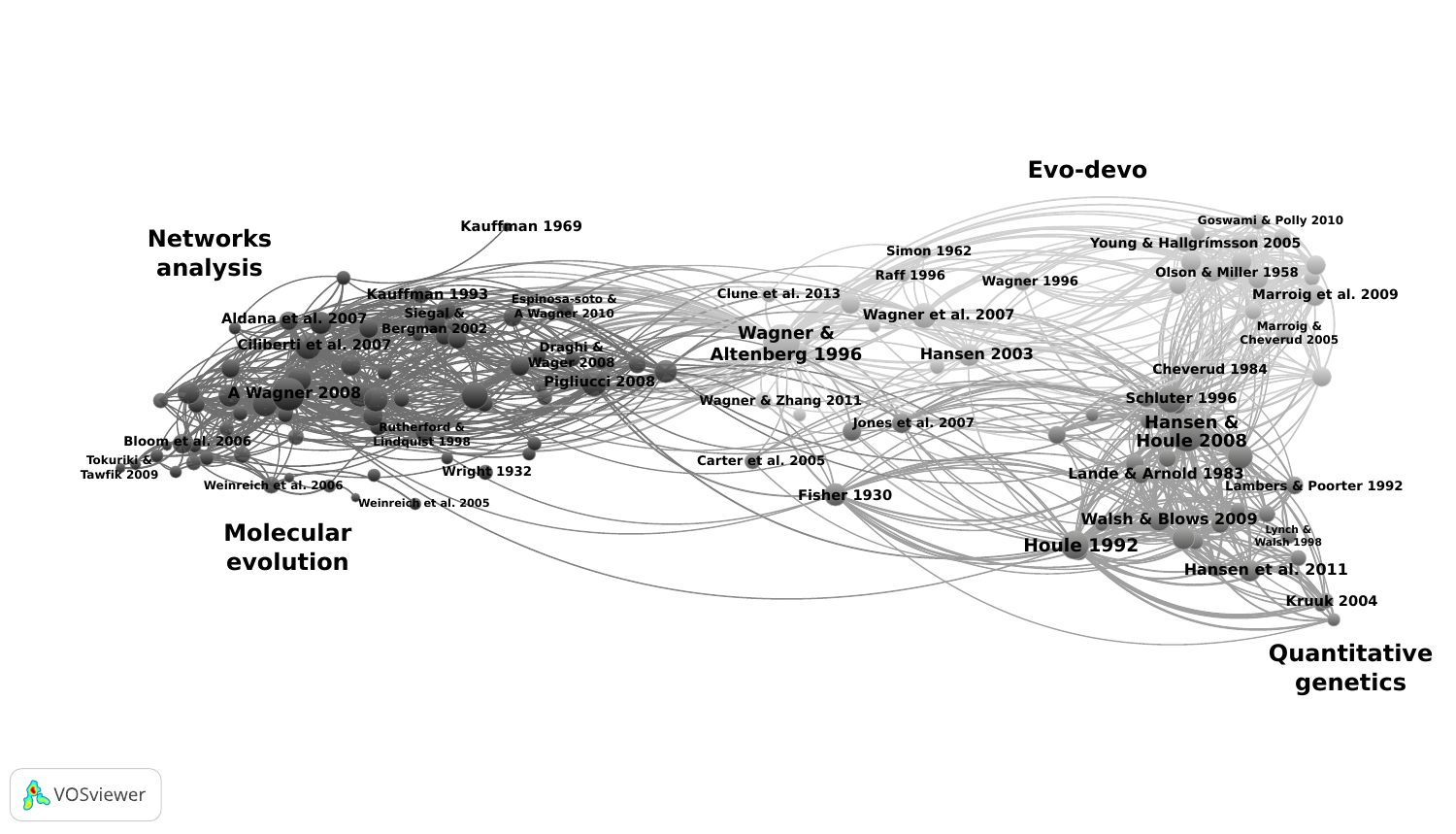Evo-devo

Networks analysis

Molecular evolution

Quantitative genetics

Kauffman 1969

Kauffman 1993

Siegal & Bergman 2002

Espinosa-soto & A Wagner 2010

Aldana et al. 2007

Ciliberti et al. 2007

Draghi & Wager 2008

Pigliucci 2008

A Wagner 2008

Rutherford & Lindquist 1998

Bloom et al. 2006

Tokuriki & Tawfik 2009

Weinreich et al. 2006

Weinreich et al. 2005

Wright 1932

Clune et al. 2013

Simon 1962

Raff 1996

Wagner 1996

Wagner & Altenberg 1996

Wagner et al. 2007

Hansen 2003

Wagner & Zhang 2011

Jones et al. 2007

Carter et al. 2005

Fisher 1930

Goswami & Polly 2010

Young & Hallgrímsson 2005

Olson & Miller 1958

Marroig et al. 2009

Marroig & Cheverud 2005

Cheverud 1984

Schluter 1996

Hansen & Houle 2008

Lande & Arnold 1983

Lambers & Poorter 1992

Walsh & Blows 2009

Lynch & Walsh 1998

Houle 1992

Hansen et al. 2011

Kruuk 2004

VOSviewer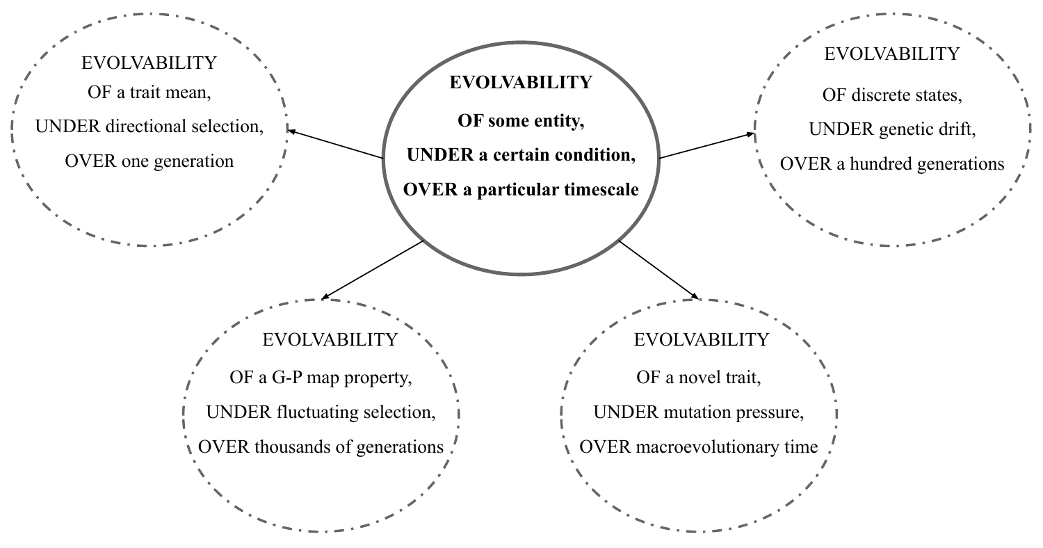**EVOLVABILITY**
**OF some entity,**
**UNDER a certain condition,**
**OVER a particular timescale**

EVOLVABILITY
OF a trait mean,
UNDER directional selection,
OVER one generation

EVOLVABILITY
OF discrete states,
UNDER genetic drift,
OVER a hundred generations

EVOLVABILITY
OF a G-P map property,
UNDER fluctuating selection,
OVER thousands of generations

EVOLVABILITY
OF a novel trait,
UNDER mutation pressure,
OVER macroevolutionary time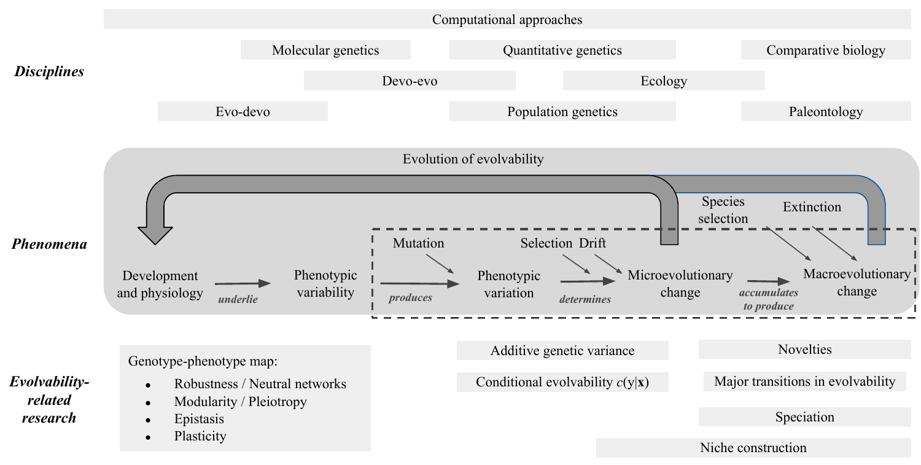*Disciplines*

Computational approaches

Molecular genetics

Quantitative genetics

Comparative biology

Devo-evo

Ecology

Evo-devo

Population genetics

Paleontology

*Phenomena*

Evolution of evolvability

Species selection

Extinction

Mutation

Selection

Drift

Development and physiology

*underlie*

Phenotypic variability

*produces*

Phenotypic variation

*determines*

Microevolutionary change

*accumulates to produce*

Macroevolutionary change

*Evolvability-related research*

Genotype-phenotype map:

- Robustness / Neutral networks
- Modularity / Pleiotropy
- Epistasis
- Plasticity

Additive genetic variance

Conditional evolvability $c(y|\mathbf{x})$

Novelties

Major transitions in evolvability

Speciation

Niche construction